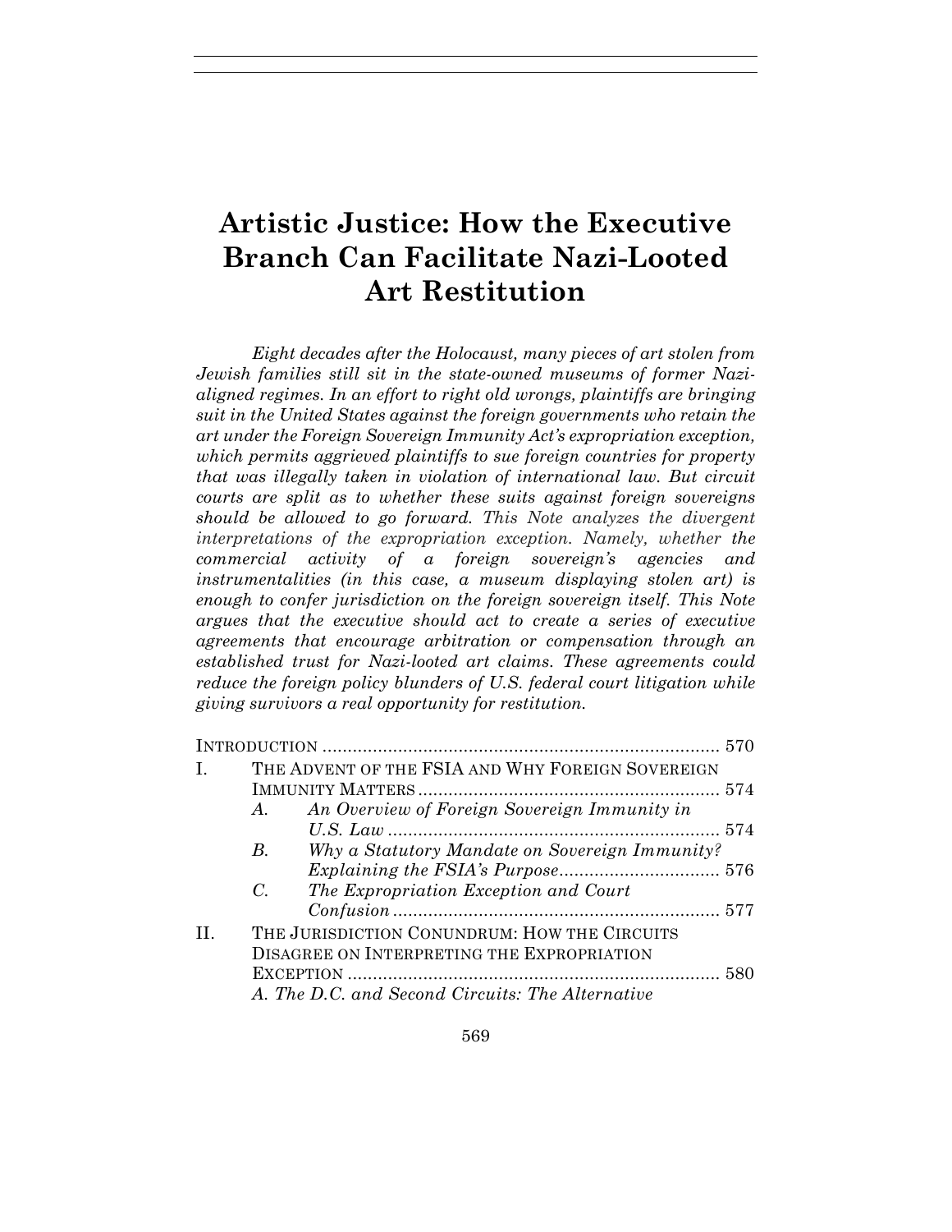# Artistic Justice: How the Executive Branch Can Facilitate Nazi-Looted Art Restitution

*Eight decades after the Holocaust, many pieces of art stolen from Jewish families still sit in the state-owned museums of former Nazi-aligned regimes. In an effort to right old wrongs, plaintiffs are bringing suit in the United States against the foreign governments who retain the art under the Foreign Sovereign Immunity Act's expropriation exception, which permits aggrieved plaintiffs to sue foreign countries for property that was illegally taken in violation of international law. But circuit courts are split as to whether these suits against foreign sovereigns should be allowed to go forward. This Note analyzes the divergent interpretations of the expropriation exception. Namely, whether the commercial activity of a foreign sovereign's agencies and instrumentalities (in this case, a museum displaying stolen art) is enough to confer jurisdiction on the foreign sovereign itself. This Note argues that the executive should act to create a series of executive agreements that encourage arbitration or compensation through an established trust for Nazi-looted art claims. These agreements could reduce the foreign policy blunders of U.S. federal court litigation while giving survivors a real opportunity for restitution.*

INTRODUCTION ... 570

I. THE ADVENT OF THE FSIA AND WHY FOREIGN SOVEREIGN IMMUNITY MATTERS ... 574
   - A. *An Overview of Foreign Sovereign Immunity in U.S. Law* ... 574
   - B. *Why a Statutory Mandate on Sovereign Immunity? Explaining the FSIA's Purpose* ... 576
   - C. *The Expropriation Exception and Court Confusion* ... 577

II. THE JURISDICTION CONUNDRUM: HOW THE CIRCUITS DISAGREE ON INTERPRETING THE EXPROPRIATION EXCEPTION ... 580
   - *A. The D.C. and Second Circuits: The Alternative*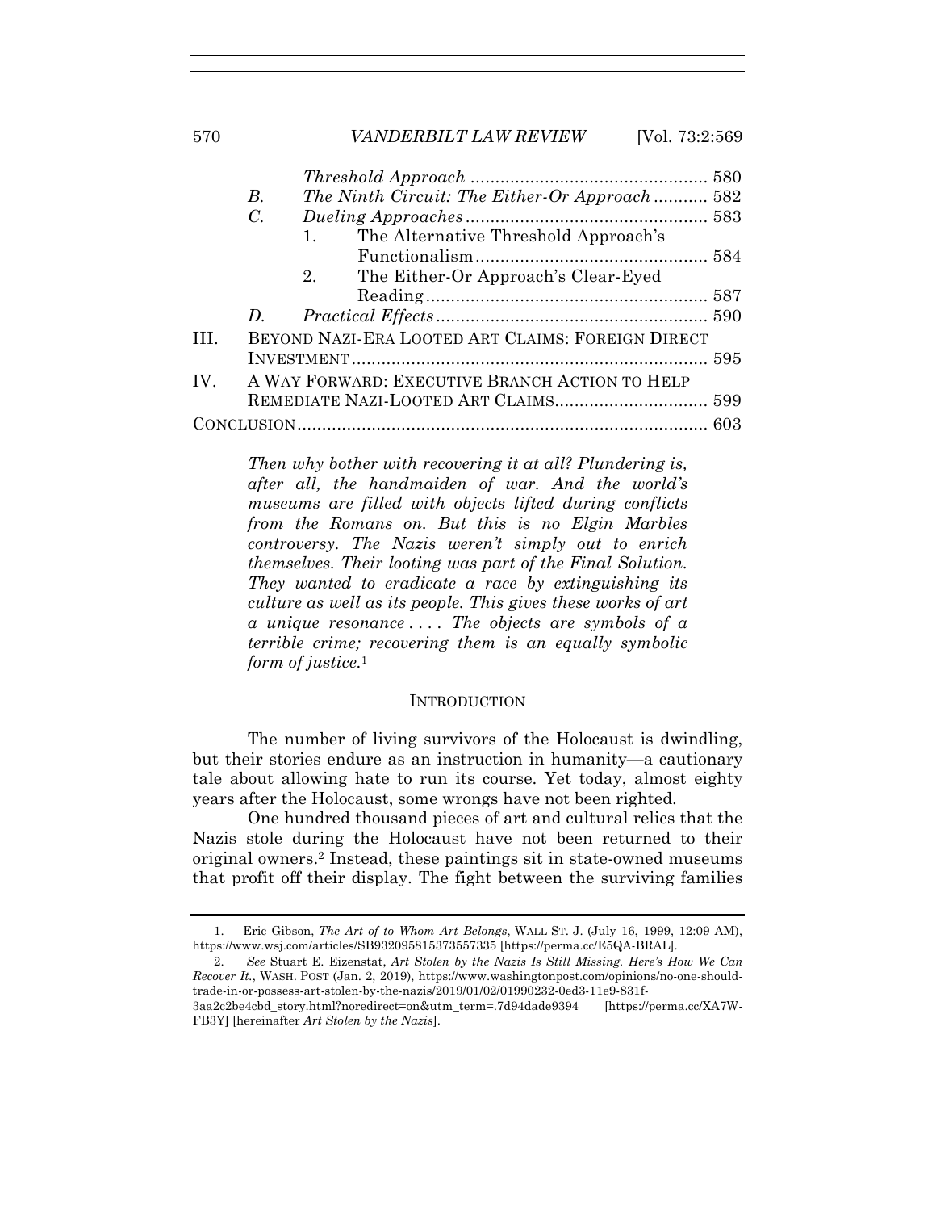*Threshold Approach* ............................................... 580

B. *The Ninth Circuit: The Either-Or Approach* .......... 582

C. *Dueling Approaches* ............................................... 583

1. The Alternative Threshold Approach's Functionalism ............................................... 584

2. The Either-Or Approach's Clear-Eyed Reading ........................................................ 587

D. *Practical Effects* ...................................................... 590

III. BEYOND NAZI-ERA LOOTED ART CLAIMS: FOREIGN DIRECT INVESTMENT ....................................................................... 595

IV. A WAY FORWARD: EXECUTIVE BRANCH ACTION TO HELP REMEDIATE NAZI-LOOTED ART CLAIMS .............................. 599

CONCLUSION .................................................................................. 603

> *Then why bother with recovering it at all? Plundering is, after all, the handmaiden of war. And the world's museums are filled with objects lifted during conflicts from the Romans on. But this is no Elgin Marbles controversy. The Nazis weren't simply out to enrich themselves. Their looting was part of the Final Solution. They wanted to eradicate a race by extinguishing its culture as well as its people. This gives these works of art a unique resonance . . . . The objects are symbols of a terrible crime; recovering them is an equally symbolic form of justice.*[1]

## INTRODUCTION

The number of living survivors of the Holocaust is dwindling, but their stories endure as an instruction in humanity—a cautionary tale about allowing hate to run its course. Yet today, almost eighty years after the Holocaust, some wrongs have not been righted.

One hundred thousand pieces of art and cultural relics that the Nazis stole during the Holocaust have not been returned to their original owners.[2] Instead, these paintings sit in state-owned museums that profit off their display. The fight between the surviving families

---

1. Eric Gibson, *The Art of to Whom Art Belongs*, WALL ST. J. (July 16, 1999, 12:09 AM), https://www.wsj.com/articles/SB932095815373557335 [https://perma.cc/E5QA-BRAL].

2. *See* Stuart E. Eizenstat, *Art Stolen by the Nazis Is Still Missing. Here's How We Can Recover It.*, WASH. POST (Jan. 2, 2019), https://www.washingtonpost.com/opinions/no-one-should-trade-in-or-possess-art-stolen-by-the-nazis/2019/01/02/01990232-0ed3-11e9-831f-3aa2c2be4cbd_story.html?noredirect=on&utm_term=.7d94dade9394 [https://perma.cc/XA7W-FB3Y] [hereinafter *Art Stolen by the Nazis*].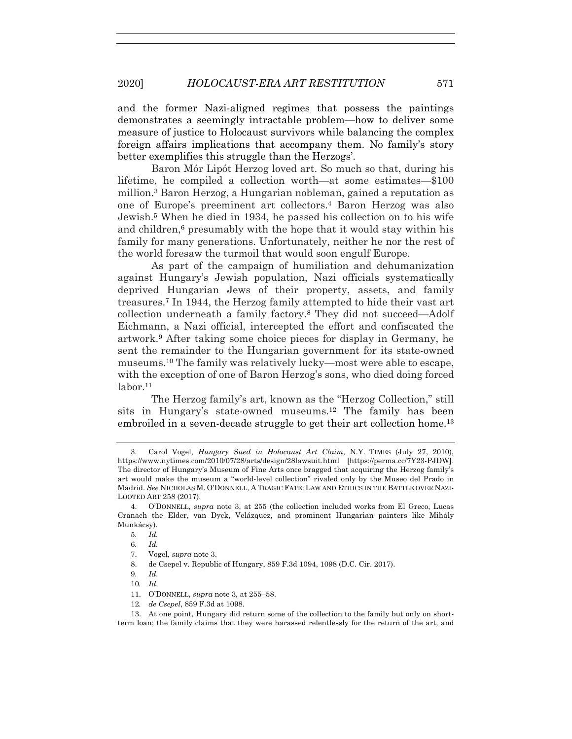and the former Nazi-aligned regimes that possess the paintings demonstrates a seemingly intractable problem—how to deliver some measure of justice to Holocaust survivors while balancing the complex foreign affairs implications that accompany them. No family's story better exemplifies this struggle than the Herzogs'.

Baron Mór Lipót Herzog loved art. So much so that, during his lifetime, he compiled a collection worth—at some estimates—$100 million.[3] Baron Herzog, a Hungarian nobleman, gained a reputation as one of Europe's preeminent art collectors.[4] Baron Herzog was also Jewish.[5] When he died in 1934, he passed his collection on to his wife and children,[6] presumably with the hope that it would stay within his family for many generations. Unfortunately, neither he nor the rest of the world foresaw the turmoil that would soon engulf Europe.

As part of the campaign of humiliation and dehumanization against Hungary's Jewish population, Nazi officials systematically deprived Hungarian Jews of their property, assets, and family treasures.[7] In 1944, the Herzog family attempted to hide their vast art collection underneath a family factory.[8] They did not succeed—Adolf Eichmann, a Nazi official, intercepted the effort and confiscated the artwork.[9] After taking some choice pieces for display in Germany, he sent the remainder to the Hungarian government for its state-owned museums.[10] The family was relatively lucky—most were able to escape, with the exception of one of Baron Herzog's sons, who died doing forced labor.[11]

The Herzog family's art, known as the "Herzog Collection," still sits in Hungary's state-owned museums.[12] The family has been embroiled in a seven-decade struggle to get their art collection home.[13]

---

3. Carol Vogel, *Hungary Sued in Holocaust Art Claim*, N.Y. TIMES (July 27, 2010), https://www.nytimes.com/2010/07/28/arts/design/28lawsuit.html [https://perma.cc/7Y23-PJDW]. The director of Hungary's Museum of Fine Arts once bragged that acquiring the Herzog family's art would make the museum a "world-level collection" rivaled only by the Museo del Prado in Madrid. *See* NICHOLAS M. O'DONNELL, A TRAGIC FATE: LAW AND ETHICS IN THE BATTLE OVER NAZI-LOOTED ART 258 (2017).

4. O'DONNELL, *supra* note 3, at 255 (the collection included works from El Greco, Lucas Cranach the Elder, van Dyck, Velázquez, and prominent Hungarian painters like Mihály Munkácsy).

5. *Id.*

6. *Id.*

7. Vogel, *supra* note 3.

8. de Csepel v. Republic of Hungary, 859 F.3d 1094, 1098 (D.C. Cir. 2017).

9. *Id.*

10. *Id.*

11. O'DONNELL, *supra* note 3, at 255–58.

12. *de Csepel*, 859 F.3d at 1098.

13. At one point, Hungary did return some of the collection to the family but only on short-term loan; the family claims that they were harassed relentlessly for the return of the art, and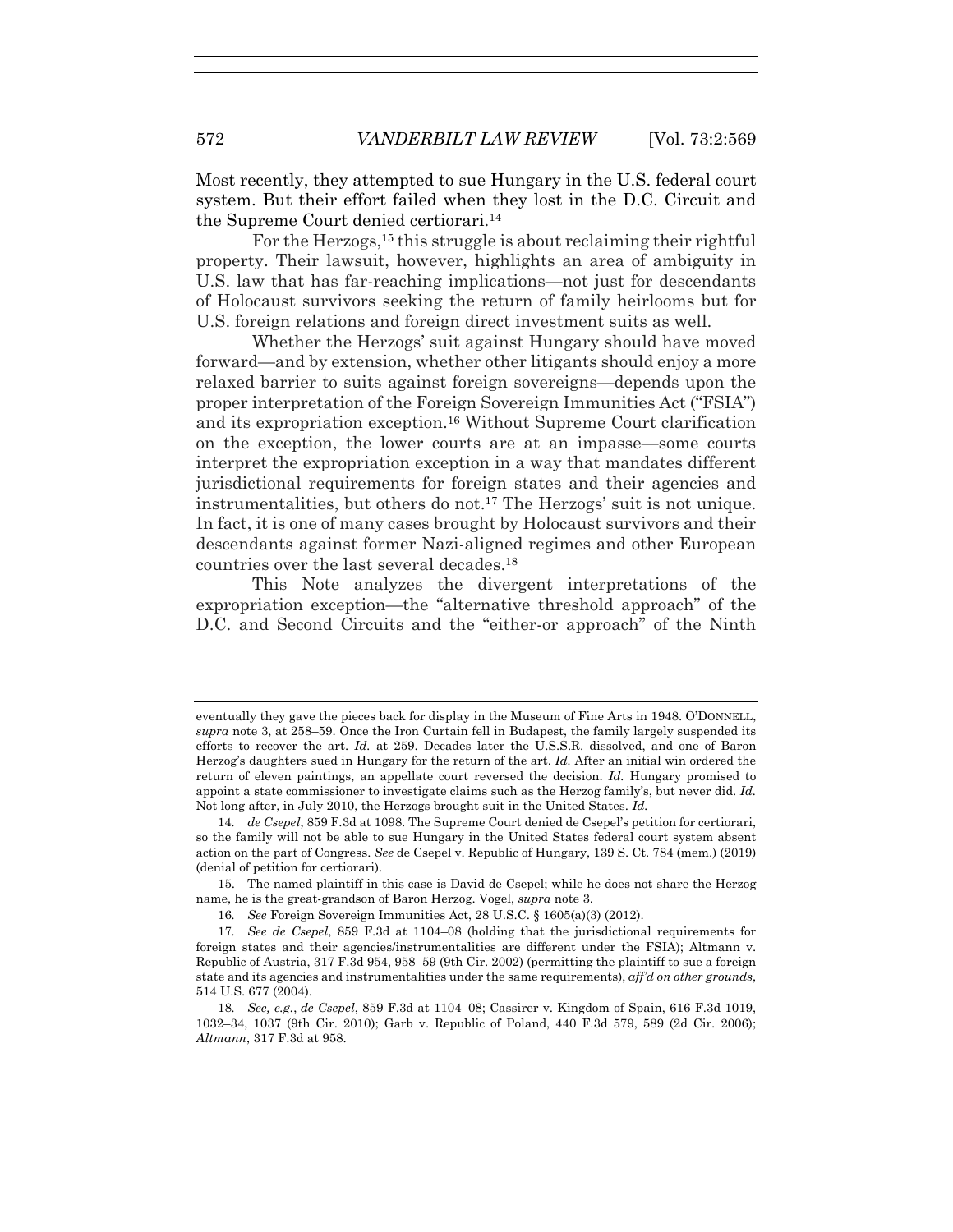Most recently, they attempted to sue Hungary in the U.S. federal court system. But their effort failed when they lost in the D.C. Circuit and the Supreme Court denied certiorari.[14]

For the Herzogs,[15] this struggle is about reclaiming their rightful property. Their lawsuit, however, highlights an area of ambiguity in U.S. law that has far-reaching implications—not just for descendants of Holocaust survivors seeking the return of family heirlooms but for U.S. foreign relations and foreign direct investment suits as well.

Whether the Herzogs' suit against Hungary should have moved forward—and by extension, whether other litigants should enjoy a more relaxed barrier to suits against foreign sovereigns—depends upon the proper interpretation of the Foreign Sovereign Immunities Act ("FSIA") and its expropriation exception.[16] Without Supreme Court clarification on the exception, the lower courts are at an impasse—some courts interpret the expropriation exception in a way that mandates different jurisdictional requirements for foreign states and their agencies and instrumentalities, but others do not.[17] The Herzogs' suit is not unique. In fact, it is one of many cases brought by Holocaust survivors and their descendants against former Nazi-aligned regimes and other European countries over the last several decades.[18]

This Note analyzes the divergent interpretations of the expropriation exception—the "alternative threshold approach" of the D.C. and Second Circuits and the "either-or approach" of the Ninth

---

eventually they gave the pieces back for display in the Museum of Fine Arts in 1948. O'DONNELL, *supra* note 3, at 258–59. Once the Iron Curtain fell in Budapest, the family largely suspended its efforts to recover the art. *Id.* at 259. Decades later the U.S.S.R. dissolved, and one of Baron Herzog's daughters sued in Hungary for the return of the art. *Id.* After an initial win ordered the return of eleven paintings, an appellate court reversed the decision. *Id.* Hungary promised to appoint a state commissioner to investigate claims such as the Herzog family's, but never did. *Id.* Not long after, in July 2010, the Herzogs brought suit in the United States. *Id.*

14. *de Csepel*, 859 F.3d at 1098. The Supreme Court denied de Csepel's petition for certiorari, so the family will not be able to sue Hungary in the United States federal court system absent action on the part of Congress. *See* de Csepel v. Republic of Hungary, 139 S. Ct. 784 (mem.) (2019) (denial of petition for certiorari).

15. The named plaintiff in this case is David de Csepel; while he does not share the Herzog name, he is the great-grandson of Baron Herzog. Vogel, *supra* note 3.

16. *See* Foreign Sovereign Immunities Act, 28 U.S.C. § 1605(a)(3) (2012).

17. *See de Csepel*, 859 F.3d at 1104–08 (holding that the jurisdictional requirements for foreign states and their agencies/instrumentalities are different under the FSIA); Altmann v. Republic of Austria, 317 F.3d 954, 958–59 (9th Cir. 2002) (permitting the plaintiff to sue a foreign state and its agencies and instrumentalities under the same requirements), *aff'd on other grounds*, 514 U.S. 677 (2004).

18. *See, e.g.*, *de Csepel*, 859 F.3d at 1104–08; Cassirer v. Kingdom of Spain, 616 F.3d 1019, 1032–34, 1037 (9th Cir. 2010); Garb v. Republic of Poland, 440 F.3d 579, 589 (2d Cir. 2006); *Altmann*, 317 F.3d at 958.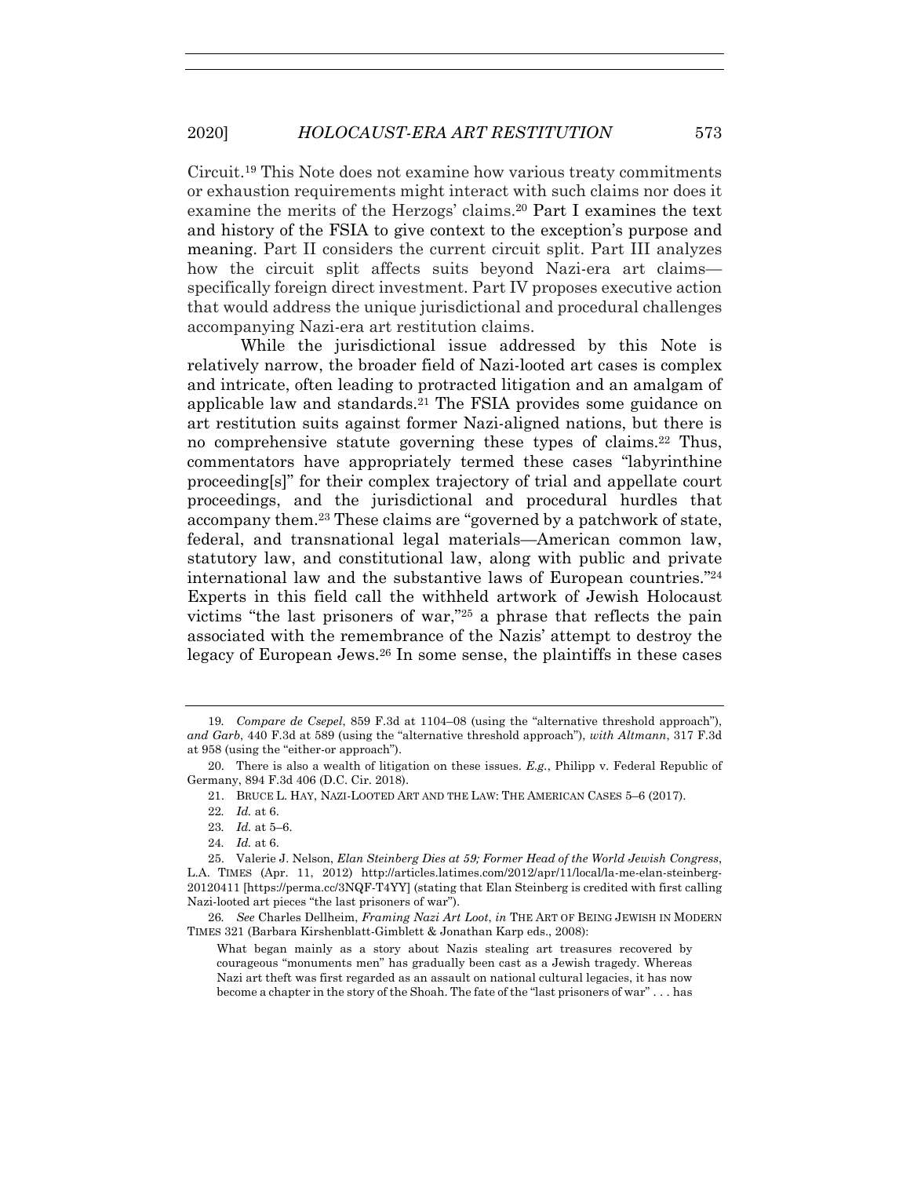Circuit.[19] This Note does not examine how various treaty commitments or exhaustion requirements might interact with such claims nor does it examine the merits of the Herzogs' claims.[20] Part I examines the text and history of the FSIA to give context to the exception's purpose and meaning. Part II considers the current circuit split. Part III analyzes how the circuit split affects suits beyond Nazi-era art claims—specifically foreign direct investment. Part IV proposes executive action that would address the unique jurisdictional and procedural challenges accompanying Nazi-era art restitution claims.

While the jurisdictional issue addressed by this Note is relatively narrow, the broader field of Nazi-looted art cases is complex and intricate, often leading to protracted litigation and an amalgam of applicable law and standards.[21] The FSIA provides some guidance on art restitution suits against former Nazi-aligned nations, but there is no comprehensive statute governing these types of claims.[22] Thus, commentators have appropriately termed these cases "labyrinthine proceeding[s]" for their complex trajectory of trial and appellate court proceedings, and the jurisdictional and procedural hurdles that accompany them.[23] These claims are "governed by a patchwork of state, federal, and transnational legal materials—American common law, statutory law, and constitutional law, along with public and private international law and the substantive laws of European countries."[24] Experts in this field call the withheld artwork of Jewish Holocaust victims "the last prisoners of war,"[25] a phrase that reflects the pain associated with the remembrance of the Nazis' attempt to destroy the legacy of European Jews.[26] In some sense, the plaintiffs in these cases

---

19. *Compare de Csepel*, 859 F.3d at 1104–08 (using the "alternative threshold approach"), *and Garb*, 440 F.3d at 589 (using the "alternative threshold approach"), *with Altmann*, 317 F.3d at 958 (using the "either-or approach").

20. There is also a wealth of litigation on these issues. *E.g.*, Philipp v. Federal Republic of Germany, 894 F.3d 406 (D.C. Cir. 2018).

21. BRUCE L. HAY, NAZI-LOOTED ART AND THE LAW: THE AMERICAN CASES 5–6 (2017).

22. *Id.* at 6.

23. *Id.* at 5–6.

24. *Id.* at 6.

25. Valerie J. Nelson, *Elan Steinberg Dies at 59; Former Head of the World Jewish Congress*, L.A. TIMES (Apr. 11, 2012) http://articles.latimes.com/2012/apr/11/local/la-me-elan-steinberg-20120411 [https://perma.cc/3NQF-T4YY] (stating that Elan Steinberg is credited with first calling Nazi-looted art pieces "the last prisoners of war").

26. *See* Charles Dellheim, *Framing Nazi Art Loot*, *in* THE ART OF BEING JEWISH IN MODERN TIMES 321 (Barbara Kirshenblatt-Gimblett & Jonathan Karp eds., 2008):

> What began mainly as a story about Nazis stealing art treasures recovered by courageous "monuments men" has gradually been cast as a Jewish tragedy. Whereas Nazi art theft was first regarded as an assault on national cultural legacies, it has now become a chapter in the story of the Shoah. The fate of the "last prisoners of war" . . . has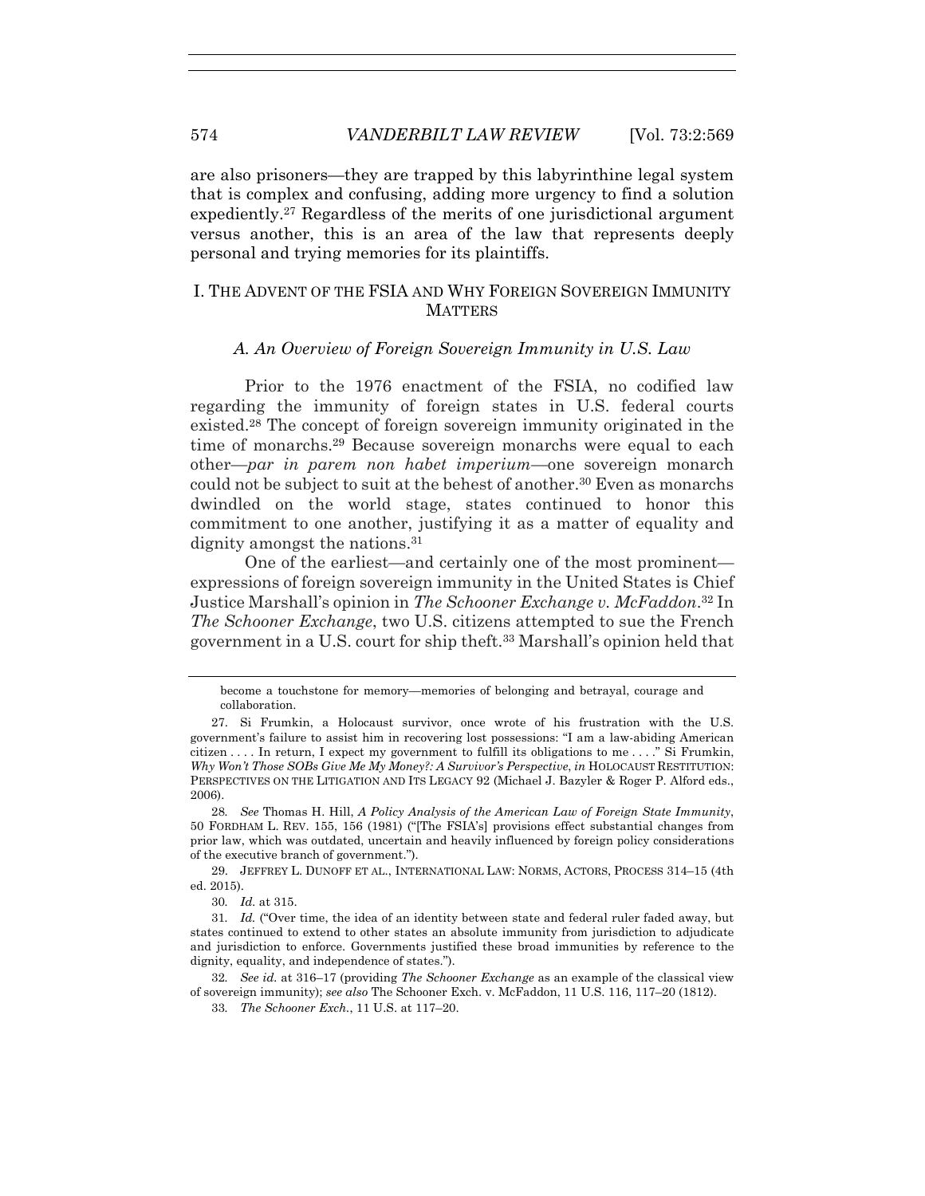are also prisoners—they are trapped by this labyrinthine legal system that is complex and confusing, adding more urgency to find a solution expediently.[27] Regardless of the merits of one jurisdictional argument versus another, this is an area of the law that represents deeply personal and trying memories for its plaintiffs.

## I. THE ADVENT OF THE FSIA AND WHY FOREIGN SOVEREIGN IMMUNITY MATTERS

### *A. An Overview of Foreign Sovereign Immunity in U.S. Law*

Prior to the 1976 enactment of the FSIA, no codified law regarding the immunity of foreign states in U.S. federal courts existed.[28] The concept of foreign sovereign immunity originated in the time of monarchs.[29] Because sovereign monarchs were equal to each other—*par in parem non habet imperium*—one sovereign monarch could not be subject to suit at the behest of another.[30] Even as monarchs dwindled on the world stage, states continued to honor this commitment to one another, justifying it as a matter of equality and dignity amongst the nations.[31]

One of the earliest—and certainly one of the most prominent—expressions of foreign sovereign immunity in the United States is Chief Justice Marshall's opinion in *The Schooner Exchange v. McFaddon*.[32] In *The Schooner Exchange*, two U.S. citizens attempted to sue the French government in a U.S. court for ship theft.[33] Marshall's opinion held that

---

become a touchstone for memory—memories of belonging and betrayal, courage and collaboration.

27. Si Frumkin, a Holocaust survivor, once wrote of his frustration with the U.S. government's failure to assist him in recovering lost possessions: "I am a law-abiding American citizen . . . . In return, I expect my government to fulfill its obligations to me . . . ." Si Frumkin, *Why Won't Those SOBs Give Me My Money?: A Survivor's Perspective*, *in* HOLOCAUST RESTITUTION: PERSPECTIVES ON THE LITIGATION AND ITS LEGACY 92 (Michael J. Bazyler & Roger P. Alford eds., 2006).

28. *See* Thomas H. Hill, *A Policy Analysis of the American Law of Foreign State Immunity*, 50 FORDHAM L. REV. 155, 156 (1981) ("[The FSIA's] provisions effect substantial changes from prior law, which was outdated, uncertain and heavily influenced by foreign policy considerations of the executive branch of government.").

29. JEFFREY L. DUNOFF ET AL., INTERNATIONAL LAW: NORMS, ACTORS, PROCESS 314–15 (4th ed. 2015).

30. *Id.* at 315.

31. *Id.* ("Over time, the idea of an identity between state and federal ruler faded away, but states continued to extend to other states an absolute immunity from jurisdiction to adjudicate and jurisdiction to enforce. Governments justified these broad immunities by reference to the dignity, equality, and independence of states.").

32. *See id.* at 316–17 (providing *The Schooner Exchange* as an example of the classical view of sovereign immunity); *see also* The Schooner Exch. v. McFaddon, 11 U.S. 116, 117–20 (1812).

33. *The Schooner Exch.*, 11 U.S. at 117–20.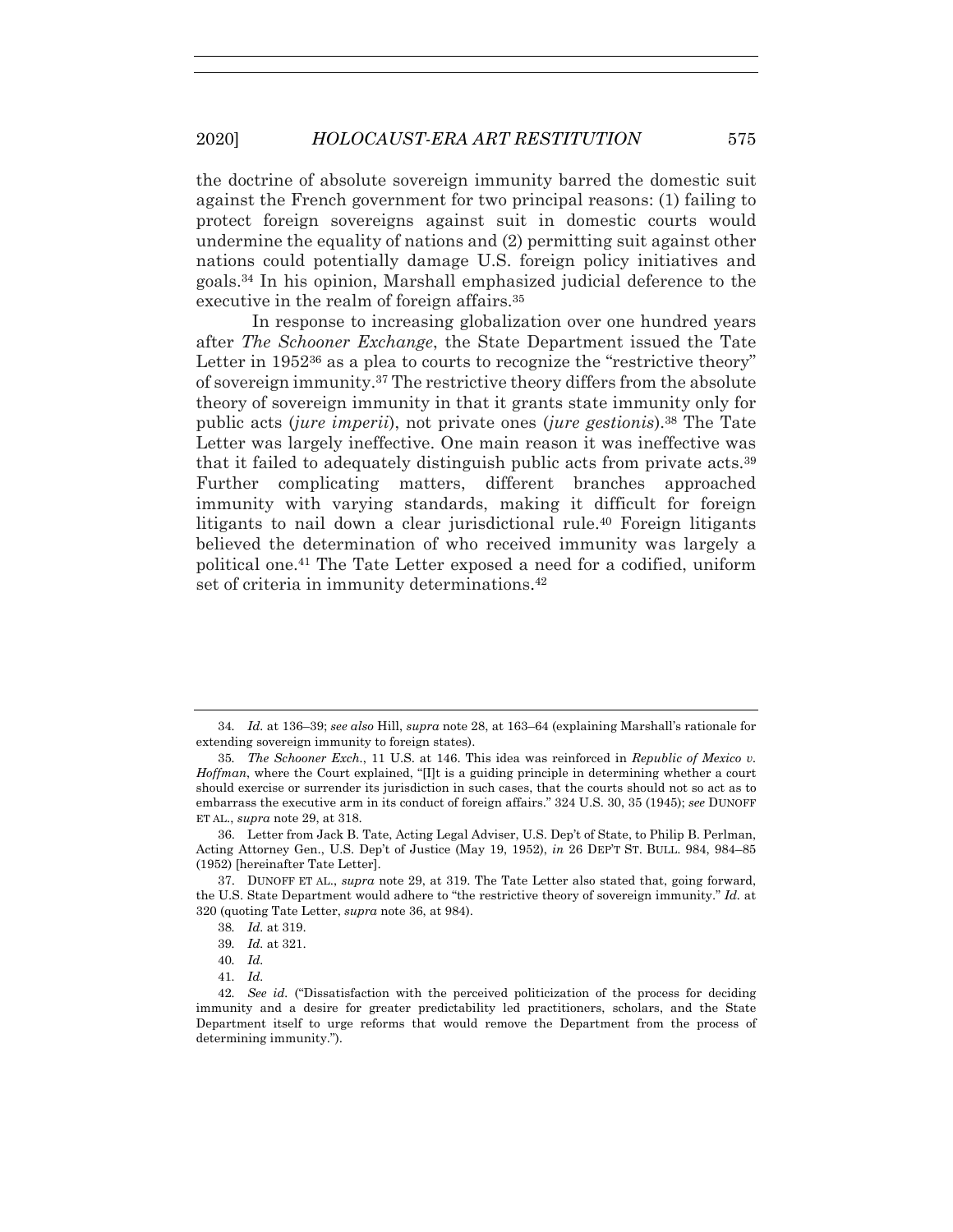the doctrine of absolute sovereign immunity barred the domestic suit against the French government for two principal reasons: (1) failing to protect foreign sovereigns against suit in domestic courts would undermine the equality of nations and (2) permitting suit against other nations could potentially damage U.S. foreign policy initiatives and goals.[34] In his opinion, Marshall emphasized judicial deference to the executive in the realm of foreign affairs.[35]

In response to increasing globalization over one hundred years after *The Schooner Exchange*, the State Department issued the Tate Letter in 1952[36] as a plea to courts to recognize the "restrictive theory" of sovereign immunity.[37] The restrictive theory differs from the absolute theory of sovereign immunity in that it grants state immunity only for public acts (*jure imperii*), not private ones (*jure gestionis*).[38] The Tate Letter was largely ineffective. One main reason it was ineffective was that it failed to adequately distinguish public acts from private acts.[39] Further complicating matters, different branches approached immunity with varying standards, making it difficult for foreign litigants to nail down a clear jurisdictional rule.[40] Foreign litigants believed the determination of who received immunity was largely a political one.[41] The Tate Letter exposed a need for a codified, uniform set of criteria in immunity determinations.[42]

---

34. *Id.* at 136–39; *see also* Hill, *supra* note 28, at 163–64 (explaining Marshall's rationale for extending sovereign immunity to foreign states).

35. *The Schooner Exch.*, 11 U.S. at 146. This idea was reinforced in *Republic of Mexico v. Hoffman*, where the Court explained, "[I]t is a guiding principle in determining whether a court should exercise or surrender its jurisdiction in such cases, that the courts should not so act as to embarrass the executive arm in its conduct of foreign affairs." 324 U.S. 30, 35 (1945); *see* DUNOFF ET AL., *supra* note 29, at 318.

36. Letter from Jack B. Tate, Acting Legal Adviser, U.S. Dep't of State, to Philip B. Perlman, Acting Attorney Gen., U.S. Dep't of Justice (May 19, 1952), *in* 26 DEP'T ST. BULL. 984, 984–85 (1952) [hereinafter Tate Letter].

37. DUNOFF ET AL., *supra* note 29, at 319. The Tate Letter also stated that, going forward, the U.S. State Department would adhere to "the restrictive theory of sovereign immunity." *Id.* at 320 (quoting Tate Letter, *supra* note 36, at 984).

38. *Id.* at 319.

39. *Id.* at 321.

40. *Id.*

41. *Id.*

42. *See id.* ("Dissatisfaction with the perceived politicization of the process for deciding immunity and a desire for greater predictability led practitioners, scholars, and the State Department itself to urge reforms that would remove the Department from the process of determining immunity.").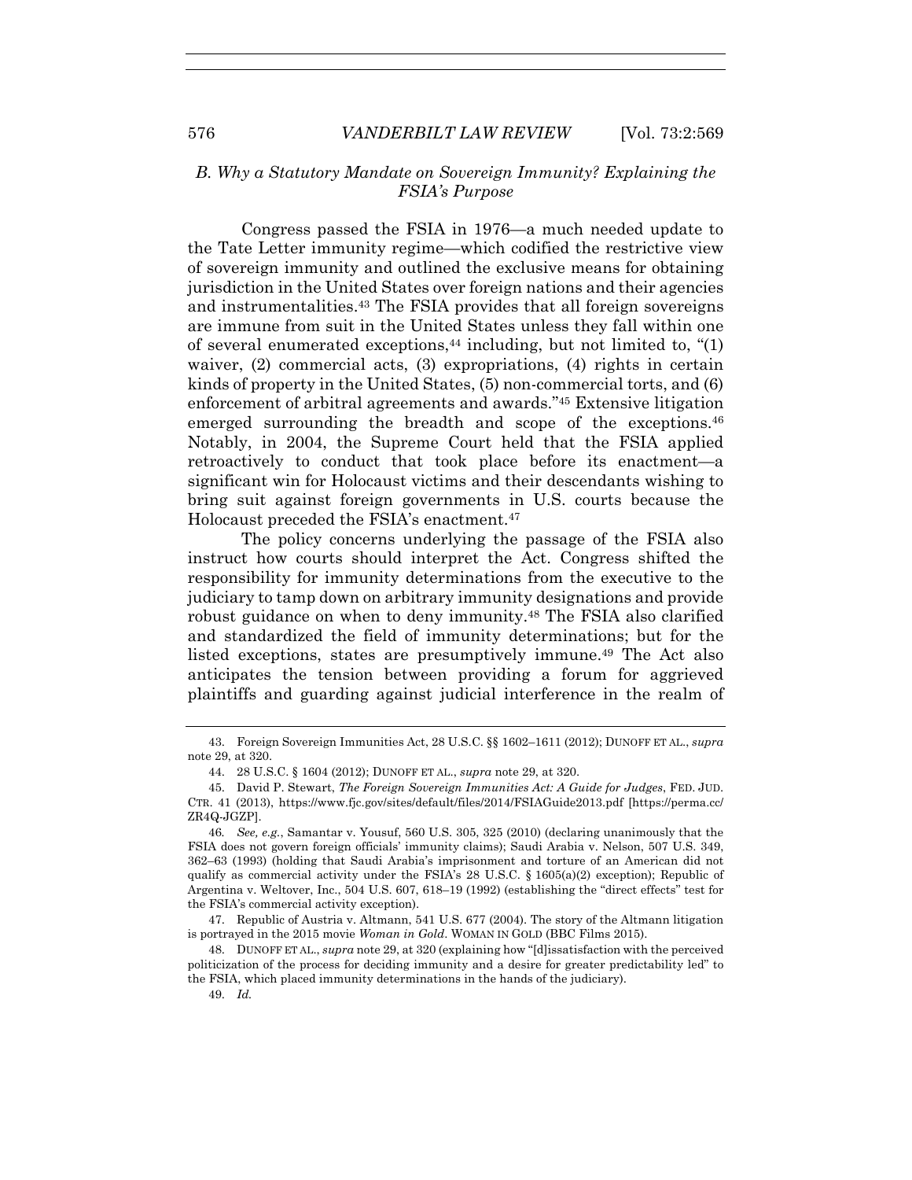### *B. Why a Statutory Mandate on Sovereign Immunity? Explaining the FSIA's Purpose*

Congress passed the FSIA in 1976—a much needed update to the Tate Letter immunity regime—which codified the restrictive view of sovereign immunity and outlined the exclusive means for obtaining jurisdiction in the United States over foreign nations and their agencies and instrumentalities.[43] The FSIA provides that all foreign sovereigns are immune from suit in the United States unless they fall within one of several enumerated exceptions,[44] including, but not limited to, "(1) waiver, (2) commercial acts, (3) expropriations, (4) rights in certain kinds of property in the United States, (5) non-commercial torts, and (6) enforcement of arbitral agreements and awards."[45] Extensive litigation emerged surrounding the breadth and scope of the exceptions.[46] Notably, in 2004, the Supreme Court held that the FSIA applied retroactively to conduct that took place before its enactment—a significant win for Holocaust victims and their descendants wishing to bring suit against foreign governments in U.S. courts because the Holocaust preceded the FSIA's enactment.[47]

The policy concerns underlying the passage of the FSIA also instruct how courts should interpret the Act. Congress shifted the responsibility for immunity determinations from the executive to the judiciary to tamp down on arbitrary immunity designations and provide robust guidance on when to deny immunity.[48] The FSIA also clarified and standardized the field of immunity determinations; but for the listed exceptions, states are presumptively immune.[49] The Act also anticipates the tension between providing a forum for aggrieved plaintiffs and guarding against judicial interference in the realm of

---

43. Foreign Sovereign Immunities Act, 28 U.S.C. §§ 1602–1611 (2012); DUNOFF ET AL., *supra* note 29, at 320.

44. 28 U.S.C. § 1604 (2012); DUNOFF ET AL., *supra* note 29, at 320.

45. David P. Stewart, *The Foreign Sovereign Immunities Act: A Guide for Judges*, FED. JUD. CTR. 41 (2013), https://www.fjc.gov/sites/default/files/2014/FSIAGuide2013.pdf [https://perma.cc/ZR4Q-JGZP].

46. *See, e.g.*, Samantar v. Yousuf, 560 U.S. 305, 325 (2010) (declaring unanimously that the FSIA does not govern foreign officials' immunity claims); Saudi Arabia v. Nelson, 507 U.S. 349, 362–63 (1993) (holding that Saudi Arabia's imprisonment and torture of an American did not qualify as commercial activity under the FSIA's 28 U.S.C. § 1605(a)(2) exception); Republic of Argentina v. Weltover, Inc., 504 U.S. 607, 618–19 (1992) (establishing the "direct effects" test for the FSIA's commercial activity exception).

47. Republic of Austria v. Altmann, 541 U.S. 677 (2004). The story of the Altmann litigation is portrayed in the 2015 movie *Woman in Gold*. WOMAN IN GOLD (BBC Films 2015).

48. DUNOFF ET AL., *supra* note 29, at 320 (explaining how "[d]issatisfaction with the perceived politicization of the process for deciding immunity and a desire for greater predictability led" to the FSIA, which placed immunity determinations in the hands of the judiciary).

49. *Id.*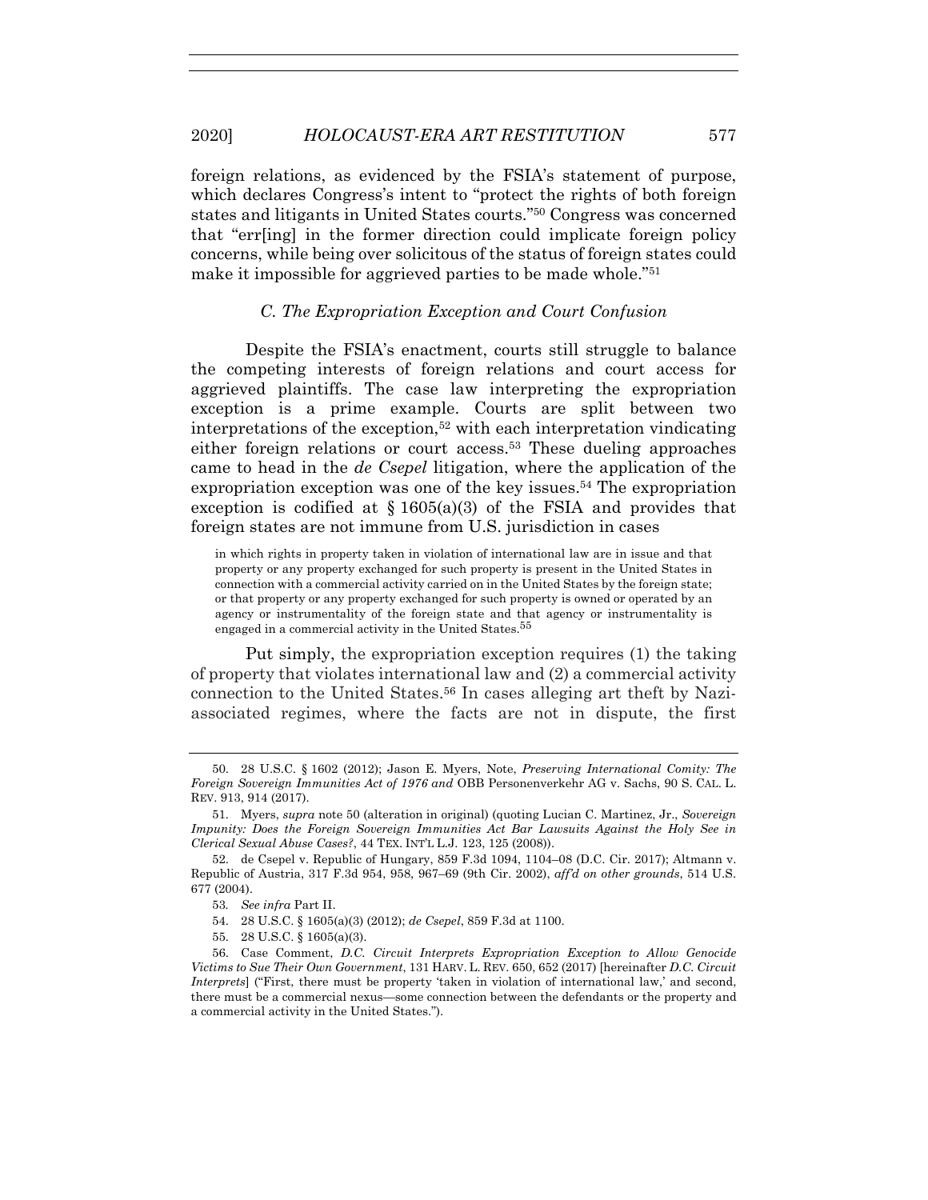foreign relations, as evidenced by the FSIA's statement of purpose, which declares Congress's intent to "protect the rights of both foreign states and litigants in United States courts."[50] Congress was concerned that "err[ing] in the former direction could implicate foreign policy concerns, while being over solicitous of the status of foreign states could make it impossible for aggrieved parties to be made whole."[51]

### *C. The Expropriation Exception and Court Confusion*

Despite the FSIA's enactment, courts still struggle to balance the competing interests of foreign relations and court access for aggrieved plaintiffs. The case law interpreting the expropriation exception is a prime example. Courts are split between two interpretations of the exception,[52] with each interpretation vindicating either foreign relations or court access.[53] These dueling approaches came to head in the *de Csepel* litigation, where the application of the expropriation exception was one of the key issues.[54] The expropriation exception is codified at § 1605(a)(3) of the FSIA and provides that foreign states are not immune from U.S. jurisdiction in cases

> in which rights in property taken in violation of international law are in issue and that property or any property exchanged for such property is present in the United States in connection with a commercial activity carried on in the United States by the foreign state; or that property or any property exchanged for such property is owned or operated by an agency or instrumentality of the foreign state and that agency or instrumentality is engaged in a commercial activity in the United States.[55]

Put simply, the expropriation exception requires (1) the taking of property that violates international law and (2) a commercial activity connection to the United States.[56] In cases alleging art theft by Nazi-associated regimes, where the facts are not in dispute, the first

---

50. 28 U.S.C. § 1602 (2012); Jason E. Myers, Note, *Preserving International Comity: The Foreign Sovereign Immunities Act of 1976 and* OBB Personenverkehr AG v. Sachs, 90 S. CAL. L. REV. 913, 914 (2017).

51. Myers, *supra* note 50 (alteration in original) (quoting Lucian C. Martinez, Jr., *Sovereign Impunity: Does the Foreign Sovereign Immunities Act Bar Lawsuits Against the Holy See in Clerical Sexual Abuse Cases?*, 44 TEX. INT'L L.J. 123, 125 (2008)).

52. de Csepel v. Republic of Hungary, 859 F.3d 1094, 1104–08 (D.C. Cir. 2017); Altmann v. Republic of Austria, 317 F.3d 954, 958, 967–69 (9th Cir. 2002), *aff'd on other grounds*, 514 U.S. 677 (2004).

53. *See infra* Part II.

54. 28 U.S.C. § 1605(a)(3) (2012); *de Csepel*, 859 F.3d at 1100.

55. 28 U.S.C. § 1605(a)(3).

56. Case Comment, *D.C. Circuit Interprets Expropriation Exception to Allow Genocide Victims to Sue Their Own Government*, 131 HARV. L. REV. 650, 652 (2017) [hereinafter *D.C. Circuit Interprets*] ("First, there must be property 'taken in violation of international law,' and second, there must be a commercial nexus—some connection between the defendants or the property and a commercial activity in the United States.").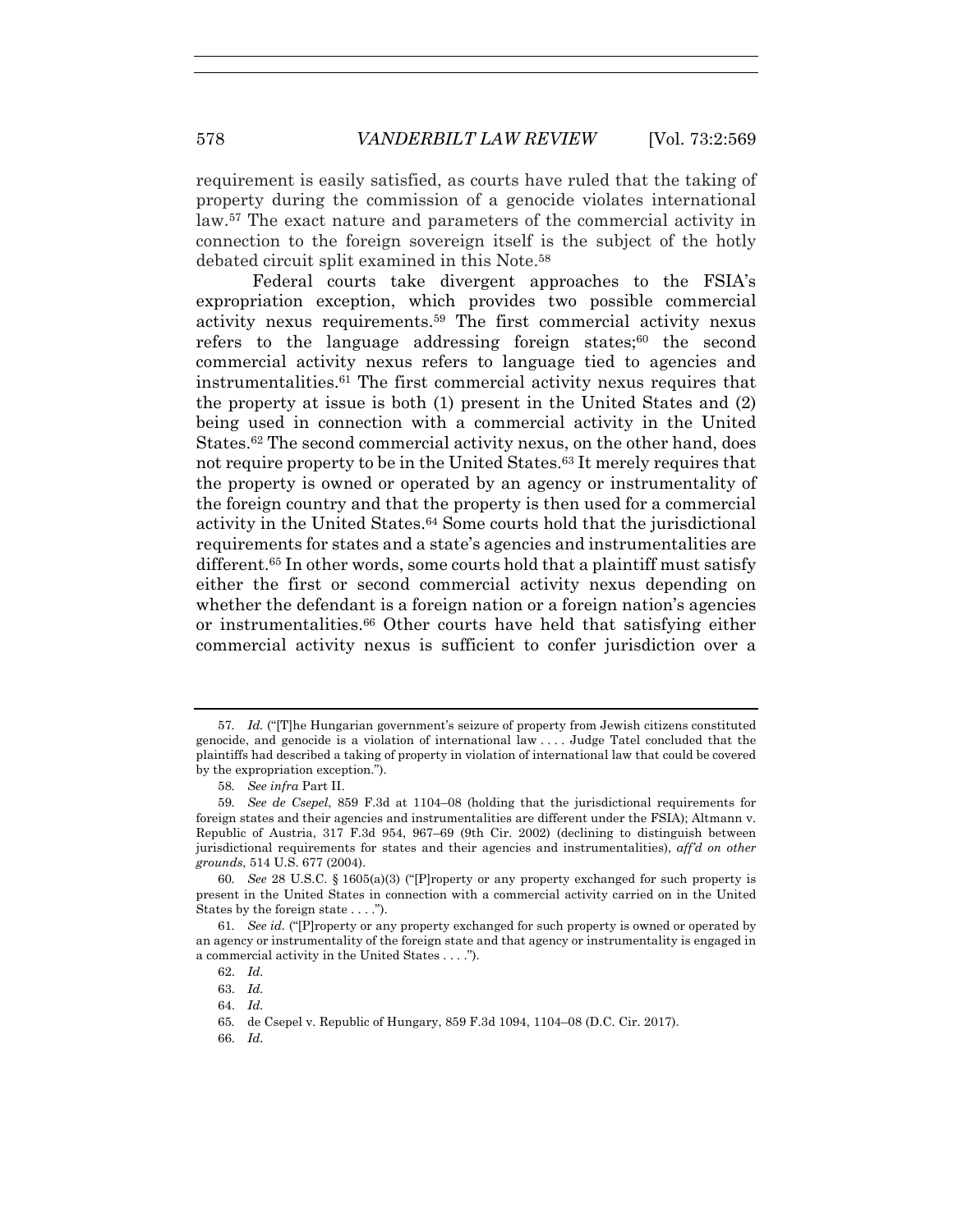requirement is easily satisfied, as courts have ruled that the taking of property during the commission of a genocide violates international law.[57] The exact nature and parameters of the commercial activity in connection to the foreign sovereign itself is the subject of the hotly debated circuit split examined in this Note.[58]

Federal courts take divergent approaches to the FSIA's expropriation exception, which provides two possible commercial activity nexus requirements.[59] The first commercial activity nexus refers to the language addressing foreign states;[60] the second commercial activity nexus refers to language tied to agencies and instrumentalities.[61] The first commercial activity nexus requires that the property at issue is both (1) present in the United States and (2) being used in connection with a commercial activity in the United States.[62] The second commercial activity nexus, on the other hand, does not require property to be in the United States.[63] It merely requires that the property is owned or operated by an agency or instrumentality of the foreign country and that the property is then used for a commercial activity in the United States.[64] Some courts hold that the jurisdictional requirements for states and a state's agencies and instrumentalities are different.[65] In other words, some courts hold that a plaintiff must satisfy either the first or second commercial activity nexus depending on whether the defendant is a foreign nation or a foreign nation's agencies or instrumentalities.[66] Other courts have held that satisfying either commercial activity nexus is sufficient to confer jurisdiction over a

---

57. *Id.* ("[T]he Hungarian government's seizure of property from Jewish citizens constituted genocide, and genocide is a violation of international law . . . . Judge Tatel concluded that the plaintiffs had described a taking of property in violation of international law that could be covered by the expropriation exception.").

58. *See infra* Part II.

59. *See de Csepel*, 859 F.3d at 1104–08 (holding that the jurisdictional requirements for foreign states and their agencies and instrumentalities are different under the FSIA); Altmann v. Republic of Austria, 317 F.3d 954, 967–69 (9th Cir. 2002) (declining to distinguish between jurisdictional requirements for states and their agencies and instrumentalities), *aff'd on other grounds*, 514 U.S. 677 (2004).

60. *See* 28 U.S.C. § 1605(a)(3) ("[P]roperty or any property exchanged for such property is present in the United States in connection with a commercial activity carried on in the United States by the foreign state . . . .").

61. *See id.* ("[P]roperty or any property exchanged for such property is owned or operated by an agency or instrumentality of the foreign state and that agency or instrumentality is engaged in a commercial activity in the United States . . . .").

62. *Id.*

63. *Id.*

64. *Id.*

65. de Csepel v. Republic of Hungary, 859 F.3d 1094, 1104–08 (D.C. Cir. 2017).

66. *Id.*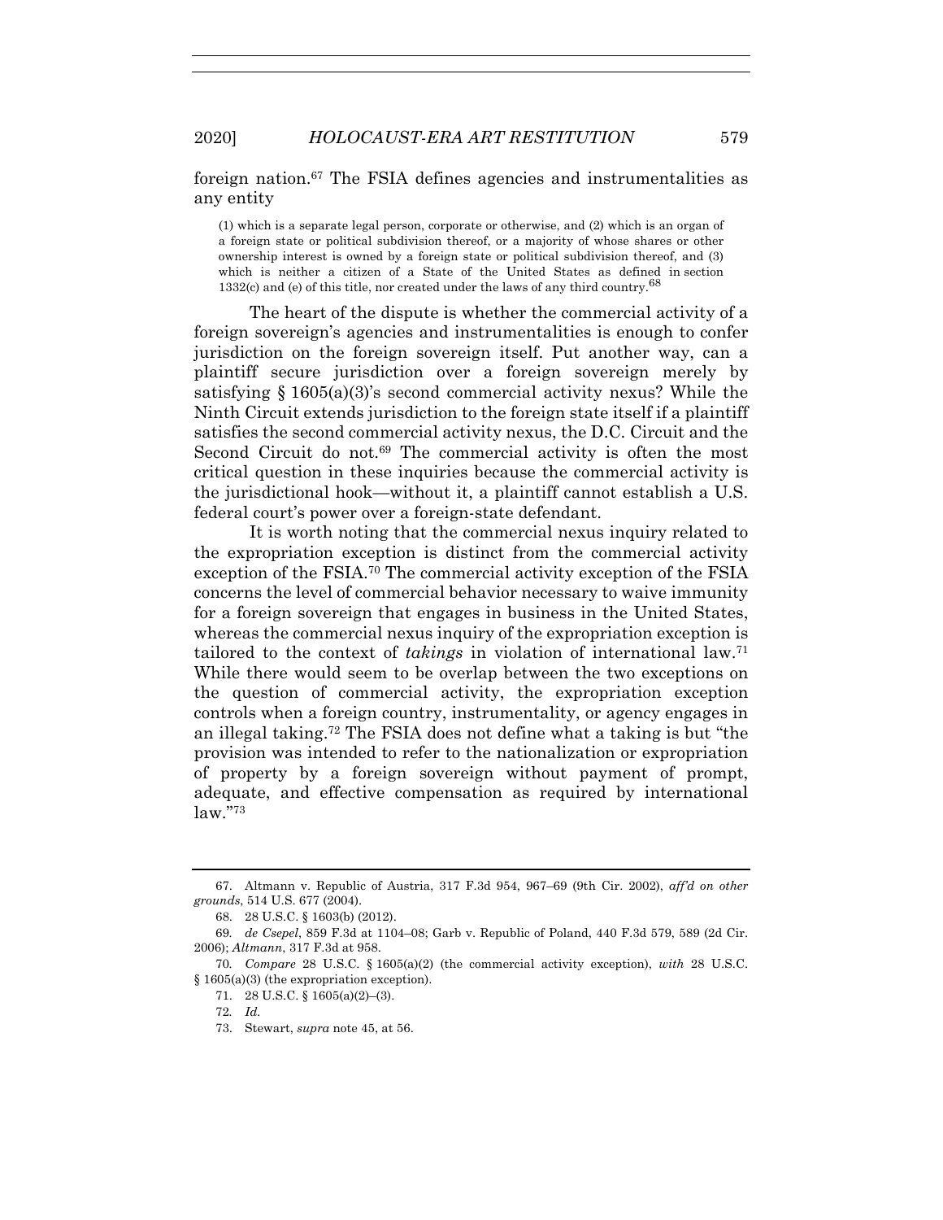foreign nation.[67] The FSIA defines agencies and instrumentalities as any entity

> (1) which is a separate legal person, corporate or otherwise, and (2) which is an organ of a foreign state or political subdivision thereof, or a majority of whose shares or other ownership interest is owned by a foreign state or political subdivision thereof, and (3) which is neither a citizen of a State of the United States as defined in section 1332(c) and (e) of this title, nor created under the laws of any third country.[68]

The heart of the dispute is whether the commercial activity of a foreign sovereign's agencies and instrumentalities is enough to confer jurisdiction on the foreign sovereign itself. Put another way, can a plaintiff secure jurisdiction over a foreign sovereign merely by satisfying § 1605(a)(3)'s second commercial activity nexus? While the Ninth Circuit extends jurisdiction to the foreign state itself if a plaintiff satisfies the second commercial activity nexus, the D.C. Circuit and the Second Circuit do not.[69] The commercial activity is often the most critical question in these inquiries because the commercial activity is the jurisdictional hook—without it, a plaintiff cannot establish a U.S. federal court's power over a foreign-state defendant.

It is worth noting that the commercial nexus inquiry related to the expropriation exception is distinct from the commercial activity exception of the FSIA.[70] The commercial activity exception of the FSIA concerns the level of commercial behavior necessary to waive immunity for a foreign sovereign that engages in business in the United States, whereas the commercial nexus inquiry of the expropriation exception is tailored to the context of *takings* in violation of international law.[71] While there would seem to be overlap between the two exceptions on the question of commercial activity, the expropriation exception controls when a foreign country, instrumentality, or agency engages in an illegal taking.[72] The FSIA does not define what a taking is but "the provision was intended to refer to the nationalization or expropriation of property by a foreign sovereign without payment of prompt, adequate, and effective compensation as required by international law."[73]

---

67. Altmann v. Republic of Austria, 317 F.3d 954, 967–69 (9th Cir. 2002), *aff'd on other grounds*, 514 U.S. 677 (2004).

68. 28 U.S.C. § 1603(b) (2012).

69. *de Csepel*, 859 F.3d at 1104–08; Garb v. Republic of Poland, 440 F.3d 579, 589 (2d Cir. 2006); *Altmann*, 317 F.3d at 958.

70. *Compare* 28 U.S.C. § 1605(a)(2) (the commercial activity exception), *with* 28 U.S.C. § 1605(a)(3) (the expropriation exception).

71. 28 U.S.C. § 1605(a)(2)–(3).

72. *Id.*

73. Stewart, *supra* note 45, at 56.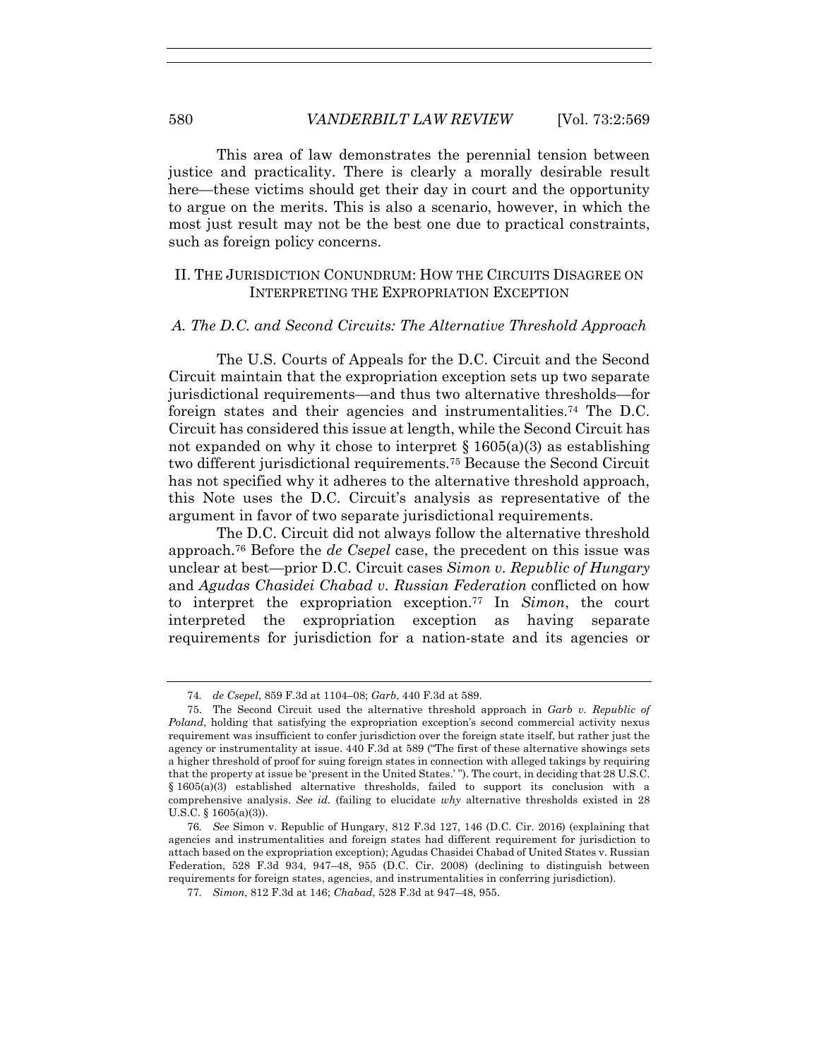This area of law demonstrates the perennial tension between justice and practicality. There is clearly a morally desirable result here—these victims should get their day in court and the opportunity to argue on the merits. This is also a scenario, however, in which the most just result may not be the best one due to practical constraints, such as foreign policy concerns.

## II. THE JURISDICTION CONUNDRUM: HOW THE CIRCUITS DISAGREE ON INTERPRETING THE EXPROPRIATION EXCEPTION

### *A. The D.C. and Second Circuits: The Alternative Threshold Approach*

The U.S. Courts of Appeals for the D.C. Circuit and the Second Circuit maintain that the expropriation exception sets up two separate jurisdictional requirements—and thus two alternative thresholds—for foreign states and their agencies and instrumentalities.[74] The D.C. Circuit has considered this issue at length, while the Second Circuit has not expanded on why it chose to interpret § 1605(a)(3) as establishing two different jurisdictional requirements.[75] Because the Second Circuit has not specified why it adheres to the alternative threshold approach, this Note uses the D.C. Circuit's analysis as representative of the argument in favor of two separate jurisdictional requirements.

The D.C. Circuit did not always follow the alternative threshold approach.[76] Before the *de Csepel* case, the precedent on this issue was unclear at best—prior D.C. Circuit cases *Simon v. Republic of Hungary* and *Agudas Chasidei Chabad v. Russian Federation* conflicted on how to interpret the expropriation exception.[77] In *Simon*, the court interpreted the expropriation exception as having separate requirements for jurisdiction for a nation-state and its agencies or

---

74. *de Csepel*, 859 F.3d at 1104–08; *Garb*, 440 F.3d at 589.

75. The Second Circuit used the alternative threshold approach in *Garb v. Republic of Poland*, holding that satisfying the expropriation exception's second commercial activity nexus requirement was insufficient to confer jurisdiction over the foreign state itself, but rather just the agency or instrumentality at issue. 440 F.3d at 589 ("The first of these alternative showings sets a higher threshold of proof for suing foreign states in connection with alleged takings by requiring that the property at issue be 'present in the United States.' "). The court, in deciding that 28 U.S.C. § 1605(a)(3) established alternative thresholds, failed to support its conclusion with a comprehensive analysis. *See id.* (failing to elucidate *why* alternative thresholds existed in 28 U.S.C. § 1605(a)(3)).

76. *See* Simon v. Republic of Hungary, 812 F.3d 127, 146 (D.C. Cir. 2016) (explaining that agencies and instrumentalities and foreign states had different requirement for jurisdiction to attach based on the expropriation exception); Agudas Chasidei Chabad of United States v. Russian Federation, 528 F.3d 934, 947–48, 955 (D.C. Cir. 2008) (declining to distinguish between requirements for foreign states, agencies, and instrumentalities in conferring jurisdiction).

77. *Simon*, 812 F.3d at 146; *Chabad*, 528 F.3d at 947–48, 955.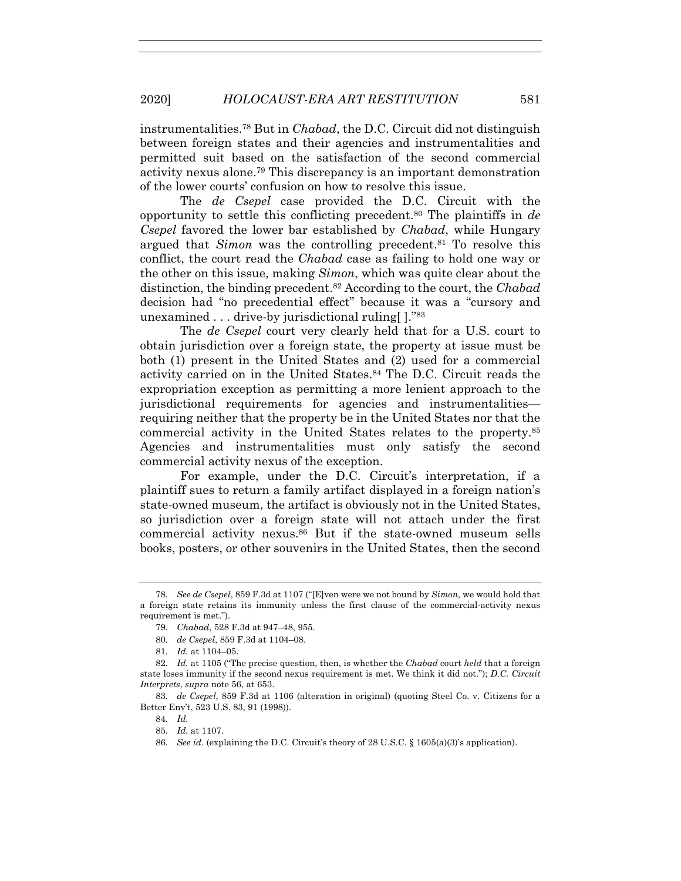instrumentalities.[78] But in *Chabad*, the D.C. Circuit did not distinguish between foreign states and their agencies and instrumentalities and permitted suit based on the satisfaction of the second commercial activity nexus alone.[79] This discrepancy is an important demonstration of the lower courts' confusion on how to resolve this issue.

The *de Csepel* case provided the D.C. Circuit with the opportunity to settle this conflicting precedent.[80] The plaintiffs in *de Csepel* favored the lower bar established by *Chabad*, while Hungary argued that *Simon* was the controlling precedent.[81] To resolve this conflict, the court read the *Chabad* case as failing to hold one way or the other on this issue, making *Simon*, which was quite clear about the distinction, the binding precedent.[82] According to the court, the *Chabad* decision had "no precedential effect" because it was a "cursory and unexamined . . . drive-by jurisdictional ruling[ ]."[83]

The *de Csepel* court very clearly held that for a U.S. court to obtain jurisdiction over a foreign state, the property at issue must be both (1) present in the United States and (2) used for a commercial activity carried on in the United States.[84] The D.C. Circuit reads the expropriation exception as permitting a more lenient approach to the jurisdictional requirements for agencies and instrumentalities—requiring neither that the property be in the United States nor that the commercial activity in the United States relates to the property.[85] Agencies and instrumentalities must only satisfy the second commercial activity nexus of the exception.

For example, under the D.C. Circuit's interpretation, if a plaintiff sues to return a family artifact displayed in a foreign nation's state-owned museum, the artifact is obviously not in the United States, so jurisdiction over a foreign state will not attach under the first commercial activity nexus.[86] But if the state-owned museum sells books, posters, or other souvenirs in the United States, then the second

---

78. *See de Csepel*, 859 F.3d at 1107 ("[E]ven were we not bound by *Simon*, we would hold that a foreign state retains its immunity unless the first clause of the commercial-activity nexus requirement is met.").

79. *Chabad*, 528 F.3d at 947–48, 955.

80. *de Csepel*, 859 F.3d at 1104–08.

81. *Id.* at 1104–05.

82. *Id.* at 1105 ("The precise question, then, is whether the *Chabad* court *held* that a foreign state loses immunity if the second nexus requirement is met. We think it did not."); *D.C. Circuit Interprets*, *supra* note 56, at 653.

83. *de Csepel*, 859 F.3d at 1106 (alteration in original) (quoting Steel Co. v. Citizens for a Better Env't, 523 U.S. 83, 91 (1998)).

84. *Id.*

85. *Id.* at 1107.

86. *See id*. (explaining the D.C. Circuit's theory of 28 U.S.C. § 1605(a)(3)'s application).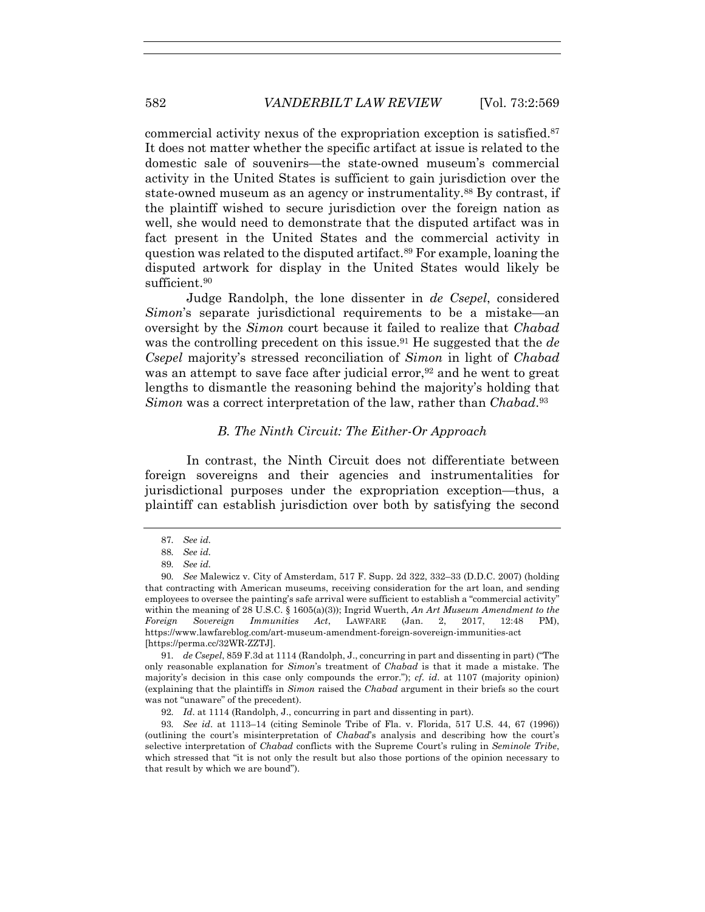commercial activity nexus of the expropriation exception is satisfied.[87] It does not matter whether the specific artifact at issue is related to the domestic sale of souvenirs—the state-owned museum's commercial activity in the United States is sufficient to gain jurisdiction over the state-owned museum as an agency or instrumentality.[88] By contrast, if the plaintiff wished to secure jurisdiction over the foreign nation as well, she would need to demonstrate that the disputed artifact was in fact present in the United States and the commercial activity in question was related to the disputed artifact.[89] For example, loaning the disputed artwork for display in the United States would likely be sufficient.[90]

Judge Randolph, the lone dissenter in *de Csepel*, considered *Simon*'s separate jurisdictional requirements to be a mistake—an oversight by the *Simon* court because it failed to realize that *Chabad* was the controlling precedent on this issue.[91] He suggested that the *de Csepel* majority's stressed reconciliation of *Simon* in light of *Chabad* was an attempt to save face after judicial error,[92] and he went to great lengths to dismantle the reasoning behind the majority's holding that *Simon* was a correct interpretation of the law, rather than *Chabad*.[93]

### *B. The Ninth Circuit: The Either-Or Approach*

In contrast, the Ninth Circuit does not differentiate between foreign sovereigns and their agencies and instrumentalities for jurisdictional purposes under the expropriation exception—thus, a plaintiff can establish jurisdiction over both by satisfying the second

---

87. *See id.*

88. *See id.*

89. *See id.*

90. *See* Malewicz v. City of Amsterdam, 517 F. Supp. 2d 322, 332–33 (D.D.C. 2007) (holding that contracting with American museums, receiving consideration for the art loan, and sending employees to oversee the painting's safe arrival were sufficient to establish a "commercial activity" within the meaning of 28 U.S.C. § 1605(a)(3)); Ingrid Wuerth, *An Art Museum Amendment to the Foreign Sovereign Immunities Act*, LAWFARE (Jan. 2, 2017, 12:48 PM), https://www.lawfareblog.com/art-museum-amendment-foreign-sovereign-immunities-act [https://perma.cc/32WR-ZZTJ].

91. *de Csepel*, 859 F.3d at 1114 (Randolph, J., concurring in part and dissenting in part) ("The only reasonable explanation for *Simon*'s treatment of *Chabad* is that it made a mistake. The majority's decision in this case only compounds the error."); *cf. id.* at 1107 (majority opinion) (explaining that the plaintiffs in *Simon* raised the *Chabad* argument in their briefs so the court was not "unaware" of the precedent).

92. *Id.* at 1114 (Randolph, J., concurring in part and dissenting in part).

93. *See id.* at 1113–14 (citing Seminole Tribe of Fla. v. Florida, 517 U.S. 44, 67 (1996)) (outlining the court's misinterpretation of *Chabad*'s analysis and describing how the court's selective interpretation of *Chabad* conflicts with the Supreme Court's ruling in *Seminole Tribe*, which stressed that "it is not only the result but also those portions of the opinion necessary to that result by which we are bound").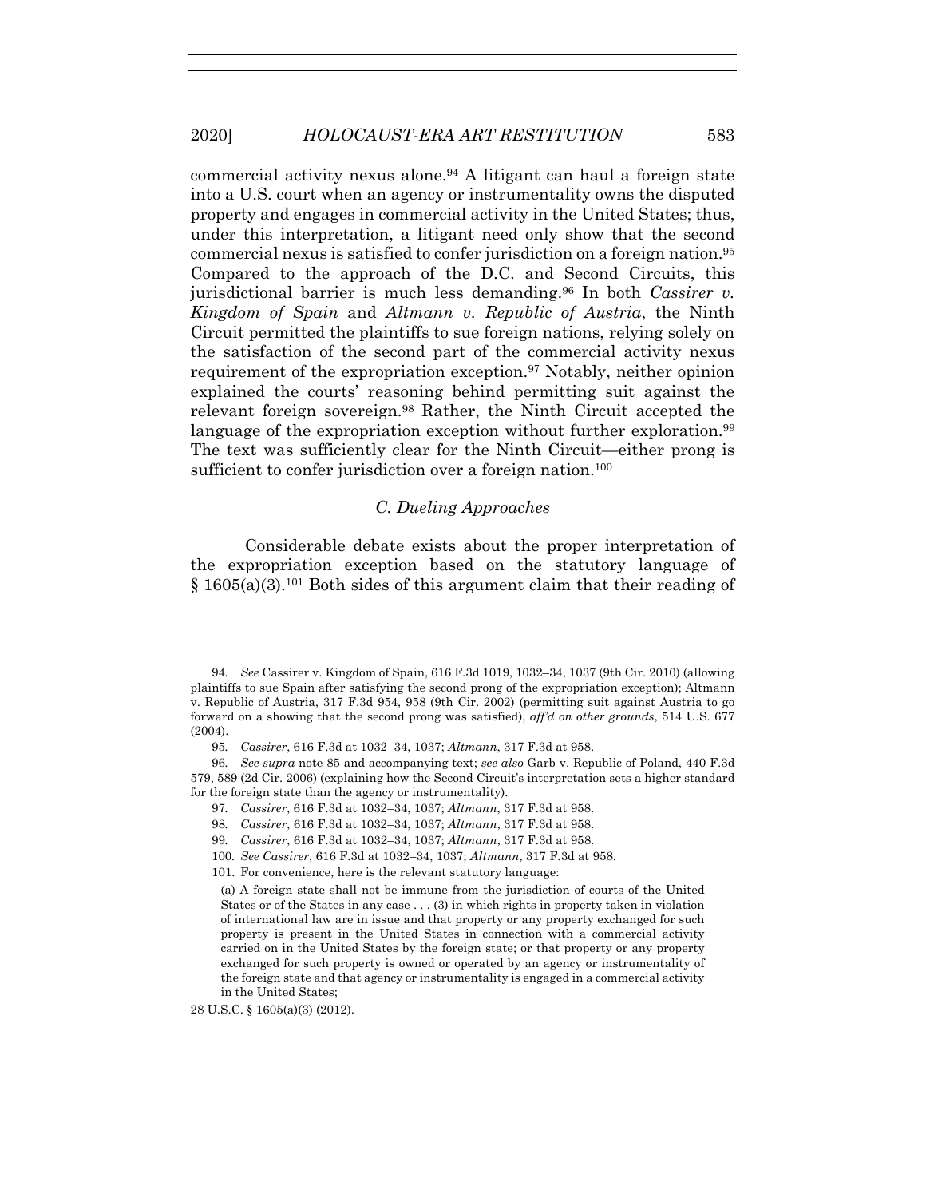commercial activity nexus alone.[94] A litigant can haul a foreign state into a U.S. court when an agency or instrumentality owns the disputed property and engages in commercial activity in the United States; thus, under this interpretation, a litigant need only show that the second commercial nexus is satisfied to confer jurisdiction on a foreign nation.[95] Compared to the approach of the D.C. and Second Circuits, this jurisdictional barrier is much less demanding.[96] In both *Cassirer v. Kingdom of Spain* and *Altmann v. Republic of Austria*, the Ninth Circuit permitted the plaintiffs to sue foreign nations, relying solely on the satisfaction of the second part of the commercial activity nexus requirement of the expropriation exception.[97] Notably, neither opinion explained the courts' reasoning behind permitting suit against the relevant foreign sovereign.[98] Rather, the Ninth Circuit accepted the language of the expropriation exception without further exploration.[99] The text was sufficiently clear for the Ninth Circuit—either prong is sufficient to confer jurisdiction over a foreign nation.[100]

### *C. Dueling Approaches*

Considerable debate exists about the proper interpretation of the expropriation exception based on the statutory language of § 1605(a)(3).[101] Both sides of this argument claim that their reading of

---

94. *See* Cassirer v. Kingdom of Spain, 616 F.3d 1019, 1032–34, 1037 (9th Cir. 2010) (allowing plaintiffs to sue Spain after satisfying the second prong of the expropriation exception); Altmann v. Republic of Austria, 317 F.3d 954, 958 (9th Cir. 2002) (permitting suit against Austria to go forward on a showing that the second prong was satisfied), *aff'd on other grounds*, 514 U.S. 677 (2004).

95. *Cassirer*, 616 F.3d at 1032–34, 1037; *Altmann*, 317 F.3d at 958.

96. *See supra* note 85 and accompanying text; *see also* Garb v. Republic of Poland, 440 F.3d 579, 589 (2d Cir. 2006) (explaining how the Second Circuit's interpretation sets a higher standard for the foreign state than the agency or instrumentality).

97. *Cassirer*, 616 F.3d at 1032–34, 1037; *Altmann*, 317 F.3d at 958.

98. *Cassirer*, 616 F.3d at 1032–34, 1037; *Altmann*, 317 F.3d at 958.

99. *Cassirer*, 616 F.3d at 1032–34, 1037; *Altmann*, 317 F.3d at 958.

100. *See Cassirer*, 616 F.3d at 1032–34, 1037; *Altmann*, 317 F.3d at 958.

101. For convenience, here is the relevant statutory language:

> (a) A foreign state shall not be immune from the jurisdiction of courts of the United States or of the States in any case . . . (3) in which rights in property taken in violation of international law are in issue and that property or any property exchanged for such property is present in the United States in connection with a commercial activity carried on in the United States by the foreign state; or that property or any property exchanged for such property is owned or operated by an agency or instrumentality of the foreign state and that agency or instrumentality is engaged in a commercial activity in the United States;

28 U.S.C. § 1605(a)(3) (2012).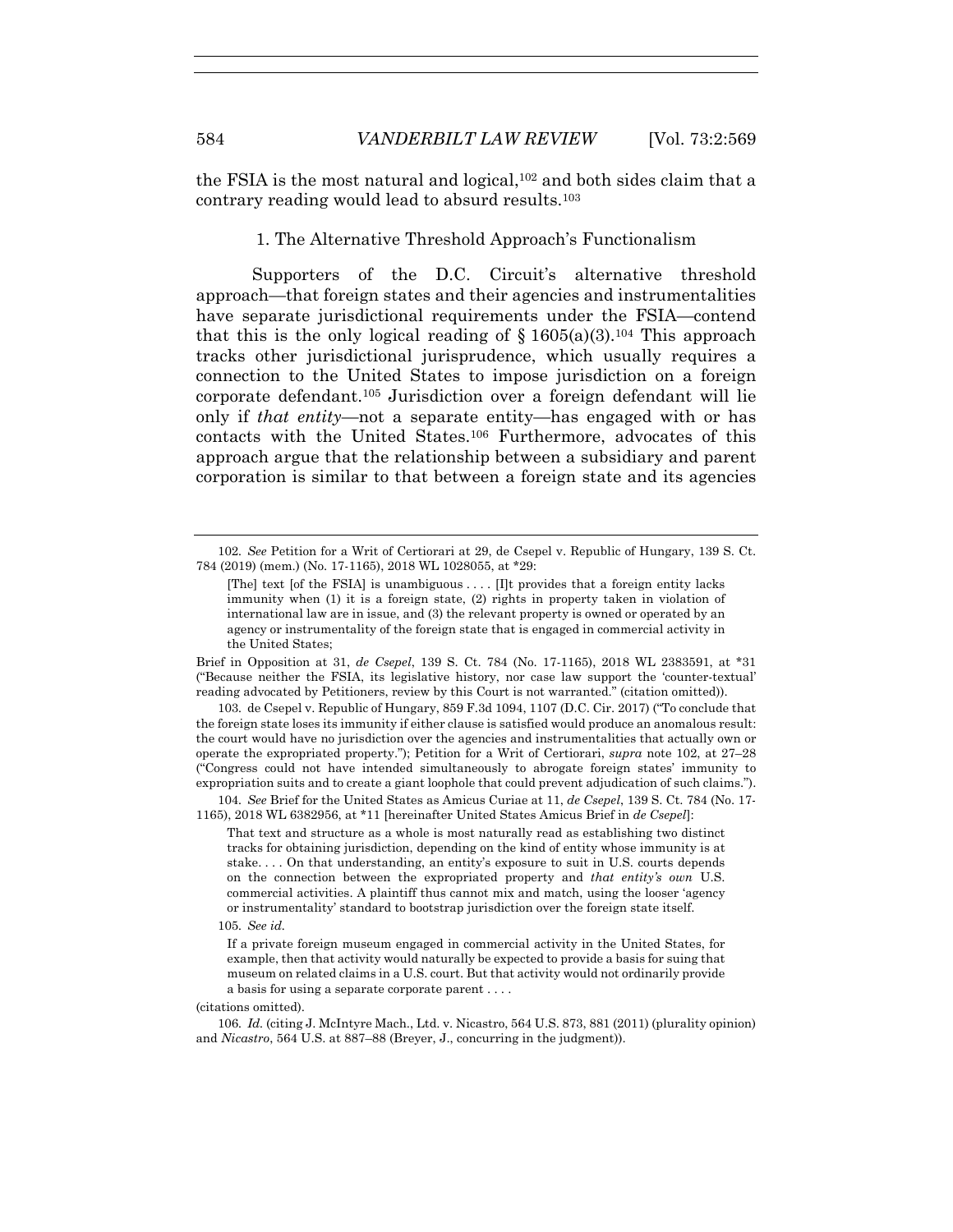the FSIA is the most natural and logical,[102] and both sides claim that a contrary reading would lead to absurd results.[103]

### 1. The Alternative Threshold Approach's Functionalism

Supporters of the D.C. Circuit's alternative threshold approach—that foreign states and their agencies and instrumentalities have separate jurisdictional requirements under the FSIA—contend that this is the only logical reading of § 1605(a)(3).[104] This approach tracks other jurisdictional jurisprudence, which usually requires a connection to the United States to impose jurisdiction on a foreign corporate defendant.[105] Jurisdiction over a foreign defendant will lie only if *that entity*—not a separate entity—has engaged with or has contacts with the United States.[106] Furthermore, advocates of this approach argue that the relationship between a subsidiary and parent corporation is similar to that between a foreign state and its agencies

---

102. *See* Petition for a Writ of Certiorari at 29, de Csepel v. Republic of Hungary, 139 S. Ct. 784 (2019) (mem.) (No. 17-1165), 2018 WL 1028055, at *29:

> [The] text [of the FSIA] is unambiguous . . . . [I]t provides that a foreign entity lacks immunity when (1) it is a foreign state, (2) rights in property taken in violation of international law are in issue, and (3) the relevant property is owned or operated by an agency or instrumentality of the foreign state that is engaged in commercial activity in the United States;

Brief in Opposition at 31, *de Csepel*, 139 S. Ct. 784 (No. 17-1165), 2018 WL 2383591, at *31 ("Because neither the FSIA, its legislative history, nor case law support the 'counter-textual' reading advocated by Petitioners, review by this Court is not warranted." (citation omitted)).

103. de Csepel v. Republic of Hungary, 859 F.3d 1094, 1107 (D.C. Cir. 2017) ("To conclude that the foreign state loses its immunity if either clause is satisfied would produce an anomalous result: the court would have no jurisdiction over the agencies and instrumentalities that actually own or operate the expropriated property."); Petition for a Writ of Certiorari, *supra* note 102, at 27–28 ("Congress could not have intended simultaneously to abrogate foreign states' immunity to expropriation suits and to create a giant loophole that could prevent adjudication of such claims.").

104. *See* Brief for the United States as Amicus Curiae at 11, *de Csepel*, 139 S. Ct. 784 (No. 17-1165), 2018 WL 6382956, at *11 [hereinafter United States Amicus Brief in *de Csepel*]:

> That text and structure as a whole is most naturally read as establishing two distinct tracks for obtaining jurisdiction, depending on the kind of entity whose immunity is at stake. . . . On that understanding, an entity's exposure to suit in U.S. courts depends on the connection between the expropriated property and *that entity's own* U.S. commercial activities. A plaintiff thus cannot mix and match, using the looser 'agency or instrumentality' standard to bootstrap jurisdiction over the foreign state itself.

105. *See id.*

> If a private foreign museum engaged in commercial activity in the United States, for example, then that activity would naturally be expected to provide a basis for suing that museum on related claims in a U.S. court. But that activity would not ordinarily provide a basis for using a separate corporate parent . . . .

(citations omitted).

106. *Id.* (citing J. McIntyre Mach., Ltd. v. Nicastro, 564 U.S. 873, 881 (2011) (plurality opinion) and *Nicastro*, 564 U.S. at 887–88 (Breyer, J., concurring in the judgment)).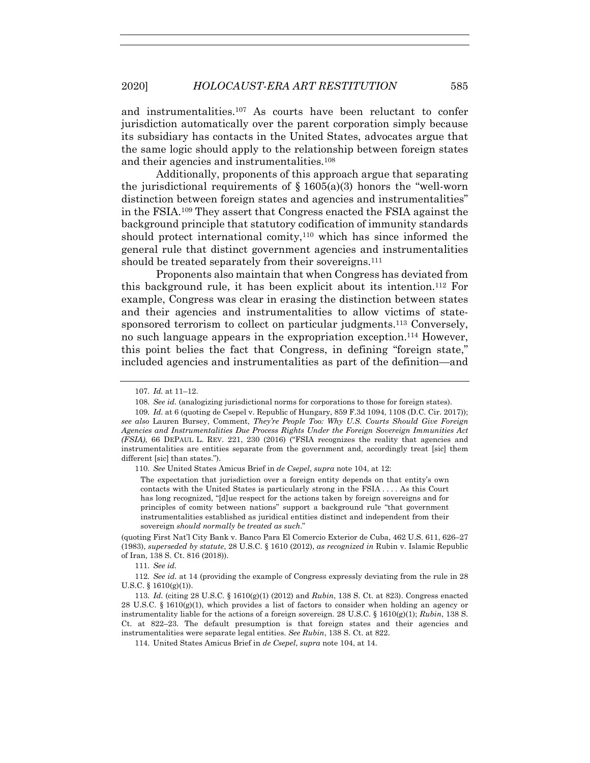and instrumentalities.[107] As courts have been reluctant to confer jurisdiction automatically over the parent corporation simply because its subsidiary has contacts in the United States, advocates argue that the same logic should apply to the relationship between foreign states and their agencies and instrumentalities.[108]

Additionally, proponents of this approach argue that separating the jurisdictional requirements of § 1605(a)(3) honors the "well-worn distinction between foreign states and agencies and instrumentalities" in the FSIA.[109] They assert that Congress enacted the FSIA against the background principle that statutory codification of immunity standards should protect international comity,[110] which has since informed the general rule that distinct government agencies and instrumentalities should be treated separately from their sovereigns.[111]

Proponents also maintain that when Congress has deviated from this background rule, it has been explicit about its intention.[112] For example, Congress was clear in erasing the distinction between states and their agencies and instrumentalities to allow victims of state-sponsored terrorism to collect on particular judgments.[113] Conversely, no such language appears in the expropriation exception.[114] However, this point belies the fact that Congress, in defining "foreign state," included agencies and instrumentalities as part of the definition—and

---

107. *Id.* at 11–12.

108. *See id.* (analogizing jurisdictional norms for corporations to those for foreign states).

109. *Id.* at 6 (quoting de Csepel v. Republic of Hungary, 859 F.3d 1094, 1108 (D.C. Cir. 2017)); *see also* Lauren Bursey, Comment, *They're People Too: Why U.S. Courts Should Give Foreign Agencies and Instrumentalities Due Process Rights Under the Foreign Sovereign Immunities Act (FSIA)*, 66 DEPAUL L. REV. 221, 230 (2016) ("FSIA recognizes the reality that agencies and instrumentalities are entities separate from the government and, accordingly treat [sic] them different [sic] than states.").

110. *See* United States Amicus Brief in *de Csepel*, *supra* note 104, at 12:

> The expectation that jurisdiction over a foreign entity depends on that entity's own contacts with the United States is particularly strong in the FSIA . . . . As this Court has long recognized, "[d]ue respect for the actions taken by foreign sovereigns and for principles of comity between nations" support a background rule "that government instrumentalities established as juridical entities distinct and independent from their sovereign *should normally be treated as such*."

(quoting First Nat'l City Bank v. Banco Para El Comercio Exterior de Cuba, 462 U.S. 611, 626–27 (1983), *superseded by statute*, 28 U.S.C. § 1610 (2012), *as recognized in* Rubin v. Islamic Republic of Iran, 138 S. Ct. 816 (2018)).

111. *See id.*

112. *See id.* at 14 (providing the example of Congress expressly deviating from the rule in 28 U.S.C. § 1610(g)(1)).

113. *Id.* (citing 28 U.S.C. § 1610(g)(1) (2012) and *Rubin*, 138 S. Ct. at 823). Congress enacted 28 U.S.C. § 1610(g)(1), which provides a list of factors to consider when holding an agency or instrumentality liable for the actions of a foreign sovereign. 28 U.S.C. § 1610(g)(1); *Rubin*, 138 S. Ct. at 822–23. The default presumption is that foreign states and their agencies and instrumentalities were separate legal entities. *See Rubin*, 138 S. Ct. at 822.

114. United States Amicus Brief in *de Csepel*, *supra* note 104, at 14.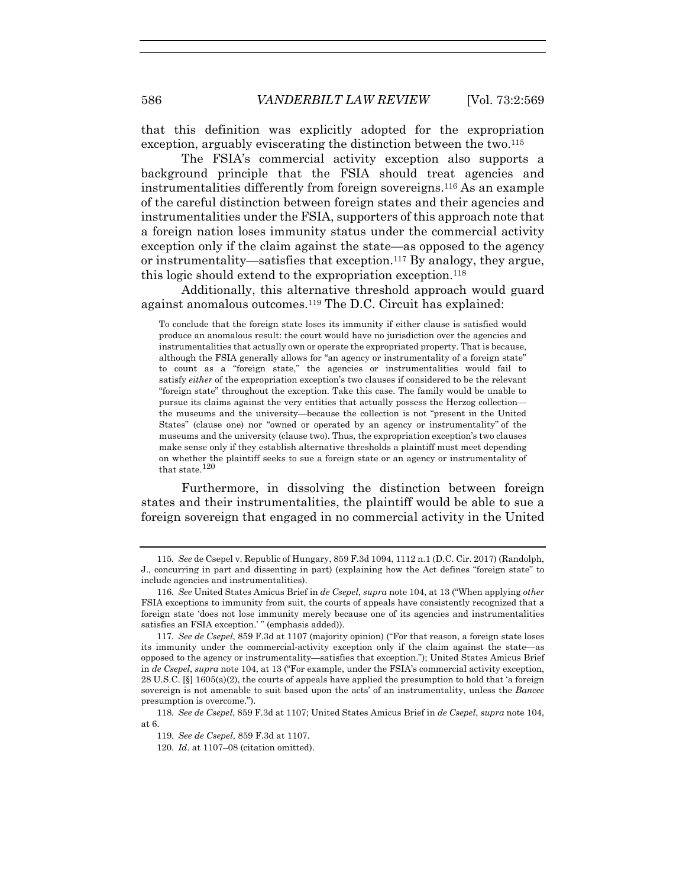that this definition was explicitly adopted for the expropriation exception, arguably eviscerating the distinction between the two.[115]

The FSIA's commercial activity exception also supports a background principle that the FSIA should treat agencies and instrumentalities differently from foreign sovereigns.[116] As an example of the careful distinction between foreign states and their agencies and instrumentalities under the FSIA, supporters of this approach note that a foreign nation loses immunity status under the commercial activity exception only if the claim against the state—as opposed to the agency or instrumentality—satisfies that exception.[117] By analogy, they argue, this logic should extend to the expropriation exception.[118]

Additionally, this alternative threshold approach would guard against anomalous outcomes.[119] The D.C. Circuit has explained:

> To conclude that the foreign state loses its immunity if either clause is satisfied would produce an anomalous result: the court would have no jurisdiction over the agencies and instrumentalities that actually own or operate the expropriated property. That is because, although the FSIA generally allows for "an agency or instrumentality of a foreign state" to count as a "foreign state," the agencies or instrumentalities would fail to satisfy *either* of the expropriation exception's two clauses if considered to be the relevant "foreign state" throughout the exception. Take this case. The family would be unable to pursue its claims against the very entities that actually possess the Herzog collection—the museums and the university—because the collection is not "present in the United States" (clause one) nor "owned or operated by an agency or instrumentality" of the museums and the university (clause two). Thus, the expropriation exception's two clauses make sense only if they establish alternative thresholds a plaintiff must meet depending on whether the plaintiff seeks to sue a foreign state or an agency or instrumentality of that state.[120]

Furthermore, in dissolving the distinction between foreign states and their instrumentalities, the plaintiff would be able to sue a foreign sovereign that engaged in no commercial activity in the United

---

115. *See* de Csepel v. Republic of Hungary, 859 F.3d 1094, 1112 n.1 (D.C. Cir. 2017) (Randolph, J., concurring in part and dissenting in part) (explaining how the Act defines "foreign state" to include agencies and instrumentalities).

116. *See* United States Amicus Brief in *de Csepel*, *supra* note 104, at 13 ("When applying *other* FSIA exceptions to immunity from suit, the courts of appeals have consistently recognized that a foreign state 'does not lose immunity merely because one of its agencies and instrumentalities satisfies an FSIA exception.' " (emphasis added)).

117. *See de Csepel*, 859 F.3d at 1107 (majority opinion) ("For that reason, a foreign state loses its immunity under the commercial-activity exception only if the claim against the state—as opposed to the agency or instrumentality—satisfies that exception."); United States Amicus Brief in *de Csepel*, *supra* note 104, at 13 ("For example, under the FSIA's commercial activity exception, 28 U.S.C. [§] 1605(a)(2), the courts of appeals have applied the presumption to hold that 'a foreign sovereign is not amenable to suit based upon the acts' of an instrumentality, unless the *Bancec* presumption is overcome.").

118. *See de Csepel*, 859 F.3d at 1107; United States Amicus Brief in *de Csepel*, *supra* note 104, at 6.

119. *See de Csepel*, 859 F.3d at 1107.

120. *Id*. at 1107–08 (citation omitted).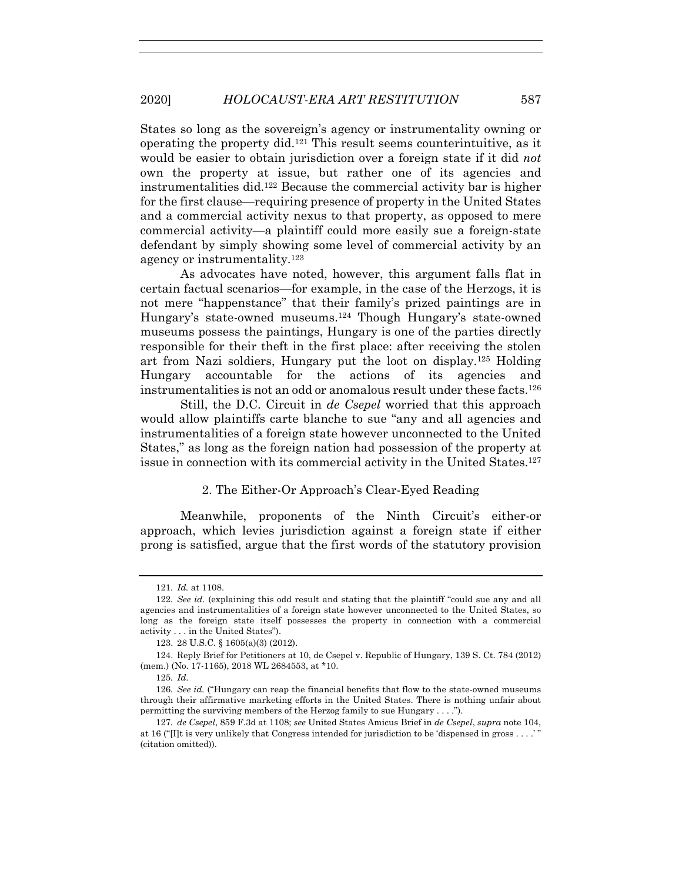States so long as the sovereign's agency or instrumentality owning or operating the property did.[121] This result seems counterintuitive, as it would be easier to obtain jurisdiction over a foreign state if it did *not* own the property at issue, but rather one of its agencies and instrumentalities did.[122] Because the commercial activity bar is higher for the first clause—requiring presence of property in the United States and a commercial activity nexus to that property, as opposed to mere commercial activity—a plaintiff could more easily sue a foreign-state defendant by simply showing some level of commercial activity by an agency or instrumentality.[123]

As advocates have noted, however, this argument falls flat in certain factual scenarios—for example, in the case of the Herzogs, it is not mere "happenstance" that their family's prized paintings are in Hungary's state-owned museums.[124] Though Hungary's state-owned museums possess the paintings, Hungary is one of the parties directly responsible for their theft in the first place: after receiving the stolen art from Nazi soldiers, Hungary put the loot on display.[125] Holding Hungary accountable for the actions of its agencies and instrumentalities is not an odd or anomalous result under these facts.[126]

Still, the D.C. Circuit in *de Csepel* worried that this approach would allow plaintiffs carte blanche to sue "any and all agencies and instrumentalities of a foreign state however unconnected to the United States," as long as the foreign nation had possession of the property at issue in connection with its commercial activity in the United States.[127]

### 2. The Either-Or Approach's Clear-Eyed Reading

Meanwhile, proponents of the Ninth Circuit's either-or approach, which levies jurisdiction against a foreign state if either prong is satisfied, argue that the first words of the statutory provision

---

121. *Id.* at 1108.

122. *See id.* (explaining this odd result and stating that the plaintiff "could sue any and all agencies and instrumentalities of a foreign state however unconnected to the United States, so long as the foreign state itself possesses the property in connection with a commercial activity . . . in the United States").

123. 28 U.S.C. § 1605(a)(3) (2012).

124. Reply Brief for Petitioners at 10, de Csepel v. Republic of Hungary, 139 S. Ct. 784 (2012) (mem.) (No. 17-1165), 2018 WL 2684553, at *10.

125. *Id.*

126. *See id.* ("Hungary can reap the financial benefits that flow to the state-owned museums through their affirmative marketing efforts in the United States. There is nothing unfair about permitting the surviving members of the Herzog family to sue Hungary . . . .").

127. *de Csepel*, 859 F.3d at 1108; *see* United States Amicus Brief in *de Csepel*, *supra* note 104, at 16 ("[I]t is very unlikely that Congress intended for jurisdiction to be 'dispensed in gross . . . .' " (citation omitted)).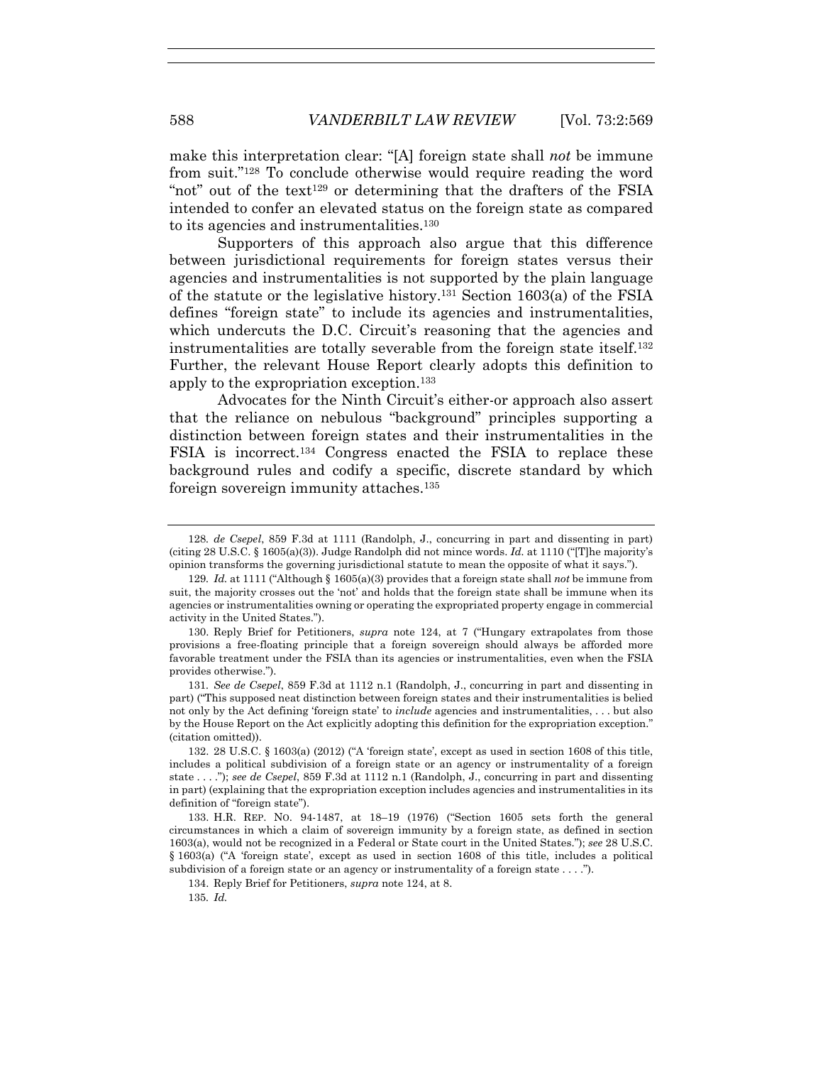make this interpretation clear: "[A] foreign state shall *not* be immune from suit."[128] To conclude otherwise would require reading the word "not" out of the text[129] or determining that the drafters of the FSIA intended to confer an elevated status on the foreign state as compared to its agencies and instrumentalities.[130]

Supporters of this approach also argue that this difference between jurisdictional requirements for foreign states versus their agencies and instrumentalities is not supported by the plain language of the statute or the legislative history.[131] Section 1603(a) of the FSIA defines "foreign state" to include its agencies and instrumentalities, which undercuts the D.C. Circuit's reasoning that the agencies and instrumentalities are totally severable from the foreign state itself.[132] Further, the relevant House Report clearly adopts this definition to apply to the expropriation exception.[133]

Advocates for the Ninth Circuit's either-or approach also assert that the reliance on nebulous "background" principles supporting a distinction between foreign states and their instrumentalities in the FSIA is incorrect.[134] Congress enacted the FSIA to replace these background rules and codify a specific, discrete standard by which foreign sovereign immunity attaches.[135]

---

128. *de Csepel*, 859 F.3d at 1111 (Randolph, J., concurring in part and dissenting in part) (citing 28 U.S.C. § 1605(a)(3)). Judge Randolph did not mince words. *Id.* at 1110 ("[T]he majority's opinion transforms the governing jurisdictional statute to mean the opposite of what it says.").

129. *Id.* at 1111 ("Although § 1605(a)(3) provides that a foreign state shall *not* be immune from suit, the majority crosses out the 'not' and holds that the foreign state shall be immune when its agencies or instrumentalities owning or operating the expropriated property engage in commercial activity in the United States.").

130. Reply Brief for Petitioners, *supra* note 124, at 7 ("Hungary extrapolates from those provisions a free-floating principle that a foreign sovereign should always be afforded more favorable treatment under the FSIA than its agencies or instrumentalities, even when the FSIA provides otherwise.").

131. *See de Csepel*, 859 F.3d at 1112 n.1 (Randolph, J., concurring in part and dissenting in part) ("This supposed neat distinction between foreign states and their instrumentalities is belied not only by the Act defining 'foreign state' to *include* agencies and instrumentalities, . . . but also by the House Report on the Act explicitly adopting this definition for the expropriation exception." (citation omitted)).

132. 28 U.S.C. § 1603(a) (2012) ("A 'foreign state', except as used in section 1608 of this title, includes a political subdivision of a foreign state or an agency or instrumentality of a foreign state . . . ."); *see de Csepel*, 859 F.3d at 1112 n.1 (Randolph, J., concurring in part and dissenting in part) (explaining that the expropriation exception includes agencies and instrumentalities in its definition of "foreign state").

133. H.R. REP. NO. 94-1487, at 18–19 (1976) ("Section 1605 sets forth the general circumstances in which a claim of sovereign immunity by a foreign state, as defined in section 1603(a), would not be recognized in a Federal or State court in the United States."); *see* 28 U.S.C. § 1603(a) ("A 'foreign state', except as used in section 1608 of this title, includes a political subdivision of a foreign state or an agency or instrumentality of a foreign state . . . .").

134. Reply Brief for Petitioners, *supra* note 124, at 8.

135. *Id.*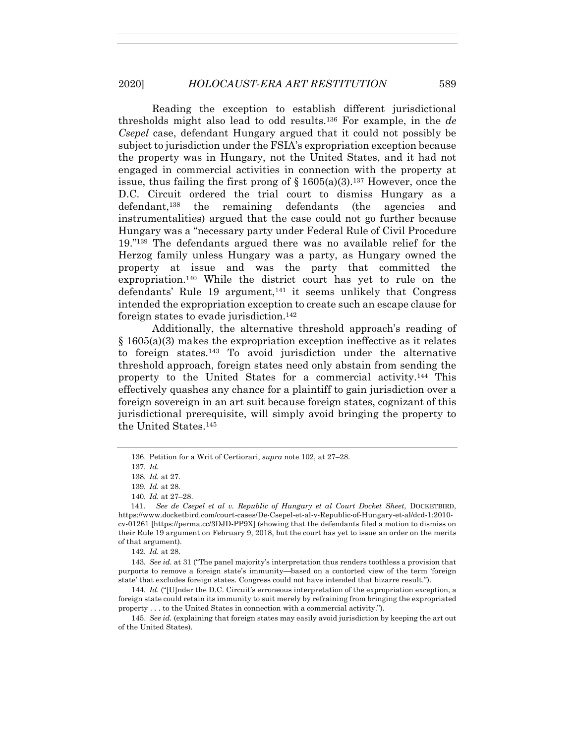Reading the exception to establish different jurisdictional thresholds might also lead to odd results.[136] For example, in the *de Csepel* case, defendant Hungary argued that it could not possibly be subject to jurisdiction under the FSIA's expropriation exception because the property was in Hungary, not the United States, and it had not engaged in commercial activities in connection with the property at issue, thus failing the first prong of § 1605(a)(3).[137] However, once the D.C. Circuit ordered the trial court to dismiss Hungary as a defendant,[138] the remaining defendants (the agencies and instrumentalities) argued that the case could not go further because Hungary was a "necessary party under Federal Rule of Civil Procedure 19."[139] The defendants argued there was no available relief for the Herzog family unless Hungary was a party, as Hungary owned the property at issue and was the party that committed the expropriation.[140] While the district court has yet to rule on the defendants' Rule 19 argument,[141] it seems unlikely that Congress intended the expropriation exception to create such an escape clause for foreign states to evade jurisdiction.[142]

Additionally, the alternative threshold approach's reading of § 1605(a)(3) makes the expropriation exception ineffective as it relates to foreign states.[143] To avoid jurisdiction under the alternative threshold approach, foreign states need only abstain from sending the property to the United States for a commercial activity.[144] This effectively quashes any chance for a plaintiff to gain jurisdiction over a foreign sovereign in an art suit because foreign states, cognizant of this jurisdictional prerequisite, will simply avoid bringing the property to the United States.[145]

---

136. Petition for a Writ of Certiorari, *supra* note 102, at 27–28.

137. *Id.*

138. *Id.* at 27.

139. *Id.* at 28.

140. *Id.* at 27–28.

141. *See de Csepel et al v. Republic of Hungary et al Court Docket Sheet*, DOCKETBIRD, https://www.docketbird.com/court-cases/De-Csepel-et-al-v-Republic-of-Hungary-et-al/dcd-1:2010-cv-01261 [https://perma.cc/3DJD-PP9X] (showing that the defendants filed a motion to dismiss on their Rule 19 argument on February 9, 2018, but the court has yet to issue an order on the merits of that argument).

142. *Id.* at 28.

143. *See id.* at 31 ("The panel majority's interpretation thus renders toothless a provision that purports to remove a foreign state's immunity—based on a contorted view of the term 'foreign state' that excludes foreign states. Congress could not have intended that bizarre result.").

144. *Id.* ("[U]nder the D.C. Circuit's erroneous interpretation of the expropriation exception, a foreign state could retain its immunity to suit merely by refraining from bringing the expropriated property . . . to the United States in connection with a commercial activity.").

145. *See id.* (explaining that foreign states may easily avoid jurisdiction by keeping the art out of the United States).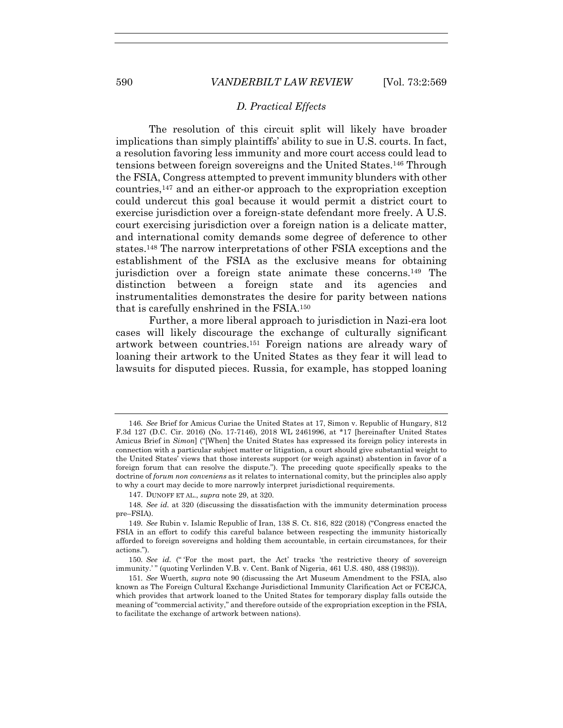### *D. Practical Effects*

The resolution of this circuit split will likely have broader implications than simply plaintiffs' ability to sue in U.S. courts. In fact, a resolution favoring less immunity and more court access could lead to tensions between foreign sovereigns and the United States.[146] Through the FSIA, Congress attempted to prevent immunity blunders with other countries,[147] and an either-or approach to the expropriation exception could undercut this goal because it would permit a district court to exercise jurisdiction over a foreign-state defendant more freely. A U.S. court exercising jurisdiction over a foreign nation is a delicate matter, and international comity demands some degree of deference to other states.[148] The narrow interpretations of other FSIA exceptions and the establishment of the FSIA as the exclusive means for obtaining jurisdiction over a foreign state animate these concerns.[149] The distinction between a foreign state and its agencies and instrumentalities demonstrates the desire for parity between nations that is carefully enshrined in the FSIA.[150]

Further, a more liberal approach to jurisdiction in Nazi-era loot cases will likely discourage the exchange of culturally significant artwork between countries.[151] Foreign nations are already wary of loaning their artwork to the United States as they fear it will lead to lawsuits for disputed pieces. Russia, for example, has stopped loaning

---

146. *See* Brief for Amicus Curiae the United States at 17, Simon v. Republic of Hungary, 812 F.3d 127 (D.C. Cir. 2016) (No. 17-7146), 2018 WL 2461996, at *17 [hereinafter United States Amicus Brief in *Simon*] ("[When] the United States has expressed its foreign policy interests in connection with a particular subject matter or litigation, a court should give substantial weight to the United States' views that those interests support (or weigh against) abstention in favor of a foreign forum that can resolve the dispute."). The preceding quote specifically speaks to the doctrine of *forum non conveniens* as it relates to international comity, but the principles also apply to why a court may decide to more narrowly interpret jurisdictional requirements.

147. DUNOFF ET AL., *supra* note 29, at 320.

148. *See id.* at 320 (discussing the dissatisfaction with the immunity determination process pre–FSIA).

149. *See* Rubin v. Islamic Republic of Iran, 138 S. Ct. 816, 822 (2018) ("Congress enacted the FSIA in an effort to codify this careful balance between respecting the immunity historically afforded to foreign sovereigns and holding them accountable, in certain circumstances, for their actions.").

150. *See id.* (" 'For the most part, the Act' tracks 'the restrictive theory of sovereign immunity.' " (quoting Verlinden V.B. v. Cent. Bank of Nigeria, 461 U.S. 480, 488 (1983))).

151. *See* Wuerth, *supra* note 90 (discussing the Art Museum Amendment to the FSIA, also known as The Foreign Cultural Exchange Jurisdictional Immunity Clarification Act or FCEJCA, which provides that artwork loaned to the United States for temporary display falls outside the meaning of "commercial activity," and therefore outside of the expropriation exception in the FSIA, to facilitate the exchange of artwork between nations).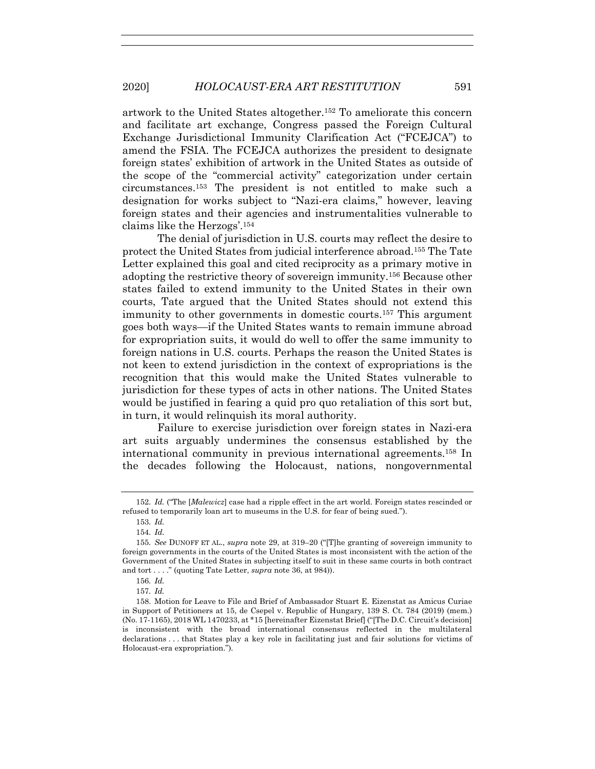artwork to the United States altogether.[152] To ameliorate this concern and facilitate art exchange, Congress passed the Foreign Cultural Exchange Jurisdictional Immunity Clarification Act ("FCEJCA") to amend the FSIA. The FCEJCA authorizes the president to designate foreign states' exhibition of artwork in the United States as outside of the scope of the "commercial activity" categorization under certain circumstances.[153] The president is not entitled to make such a designation for works subject to "Nazi-era claims," however, leaving foreign states and their agencies and instrumentalities vulnerable to claims like the Herzogs'.[154]

The denial of jurisdiction in U.S. courts may reflect the desire to protect the United States from judicial interference abroad.[155] The Tate Letter explained this goal and cited reciprocity as a primary motive in adopting the restrictive theory of sovereign immunity.[156] Because other states failed to extend immunity to the United States in their own courts, Tate argued that the United States should not extend this immunity to other governments in domestic courts.[157] This argument goes both ways—if the United States wants to remain immune abroad for expropriation suits, it would do well to offer the same immunity to foreign nations in U.S. courts. Perhaps the reason the United States is not keen to extend jurisdiction in the context of expropriations is the recognition that this would make the United States vulnerable to jurisdiction for these types of acts in other nations. The United States would be justified in fearing a quid pro quo retaliation of this sort but, in turn, it would relinquish its moral authority.

Failure to exercise jurisdiction over foreign states in Nazi-era art suits arguably undermines the consensus established by the international community in previous international agreements.[158] In the decades following the Holocaust, nations, nongovernmental

---

152. *Id.* ("The [*Malewicz*] case had a ripple effect in the art world. Foreign states rescinded or refused to temporarily loan art to museums in the U.S. for fear of being sued.").

153. *Id.*

154. *Id.*

155. *See* DUNOFF ET AL., *supra* note 29, at 319–20 ("[T]he granting of sovereign immunity to foreign governments in the courts of the United States is most inconsistent with the action of the Government of the United States in subjecting itself to suit in these same courts in both contract and tort . . . ." (quoting Tate Letter, *supra* note 36, at 984)).

156. *Id.*

157. *Id.*

158. Motion for Leave to File and Brief of Ambassador Stuart E. Eizenstat as Amicus Curiae in Support of Petitioners at 15, de Csepel v. Republic of Hungary, 139 S. Ct. 784 (2019) (mem.) (No. 17-1165), 2018 WL 1470233, at *15 [hereinafter Eizenstat Brief] ("[The D.C. Circuit's decision] is inconsistent with the broad international consensus reflected in the multilateral declarations . . . that States play a key role in facilitating just and fair solutions for victims of Holocaust-era expropriation.").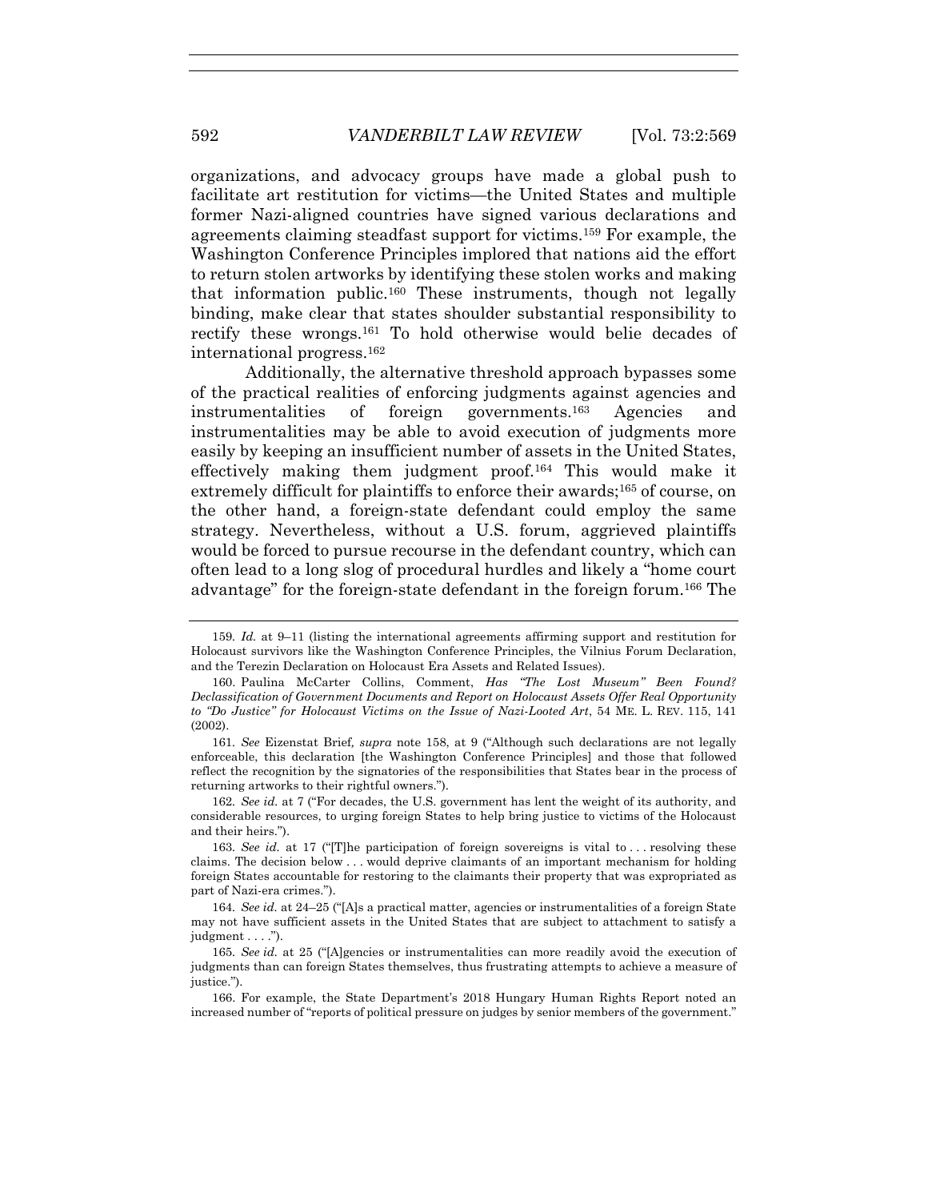organizations, and advocacy groups have made a global push to facilitate art restitution for victims—the United States and multiple former Nazi-aligned countries have signed various declarations and agreements claiming steadfast support for victims.[159] For example, the Washington Conference Principles implored that nations aid the effort to return stolen artworks by identifying these stolen works and making that information public.[160] These instruments, though not legally binding, make clear that states shoulder substantial responsibility to rectify these wrongs.[161] To hold otherwise would belie decades of international progress.[162]

Additionally, the alternative threshold approach bypasses some of the practical realities of enforcing judgments against agencies and instrumentalities of foreign governments.[163] Agencies and instrumentalities may be able to avoid execution of judgments more easily by keeping an insufficient number of assets in the United States, effectively making them judgment proof.[164] This would make it extremely difficult for plaintiffs to enforce their awards;[165] of course, on the other hand, a foreign-state defendant could employ the same strategy. Nevertheless, without a U.S. forum, aggrieved plaintiffs would be forced to pursue recourse in the defendant country, which can often lead to a long slog of procedural hurdles and likely a "home court advantage" for the foreign-state defendant in the foreign forum.[166] The

---

159. *Id.* at 9–11 (listing the international agreements affirming support and restitution for Holocaust survivors like the Washington Conference Principles, the Vilnius Forum Declaration, and the Terezin Declaration on Holocaust Era Assets and Related Issues).

160. Paulina McCarter Collins, Comment, *Has "The Lost Museum" Been Found? Declassification of Government Documents and Report on Holocaust Assets Offer Real Opportunity to "Do Justice" for Holocaust Victims on the Issue of Nazi-Looted Art*, 54 ME. L. REV. 115, 141 (2002).

161. *See* Eizenstat Brief, *supra* note 158, at 9 ("Although such declarations are not legally enforceable, this declaration [the Washington Conference Principles] and those that followed reflect the recognition by the signatories of the responsibilities that States bear in the process of returning artworks to their rightful owners.").

162. *See id.* at 7 ("For decades, the U.S. government has lent the weight of its authority, and considerable resources, to urging foreign States to help bring justice to victims of the Holocaust and their heirs.").

163. *See id.* at 17 ("[T]he participation of foreign sovereigns is vital to . . . resolving these claims. The decision below . . . would deprive claimants of an important mechanism for holding foreign States accountable for restoring to the claimants their property that was expropriated as part of Nazi-era crimes.").

164. *See id.* at 24–25 ("[A]s a practical matter, agencies or instrumentalities of a foreign State may not have sufficient assets in the United States that are subject to attachment to satisfy a judgment . . . .").

165. *See id.* at 25 ("[A]gencies or instrumentalities can more readily avoid the execution of judgments than can foreign States themselves, thus frustrating attempts to achieve a measure of justice.").

166. For example, the State Department's 2018 Hungary Human Rights Report noted an increased number of "reports of political pressure on judges by senior members of the government."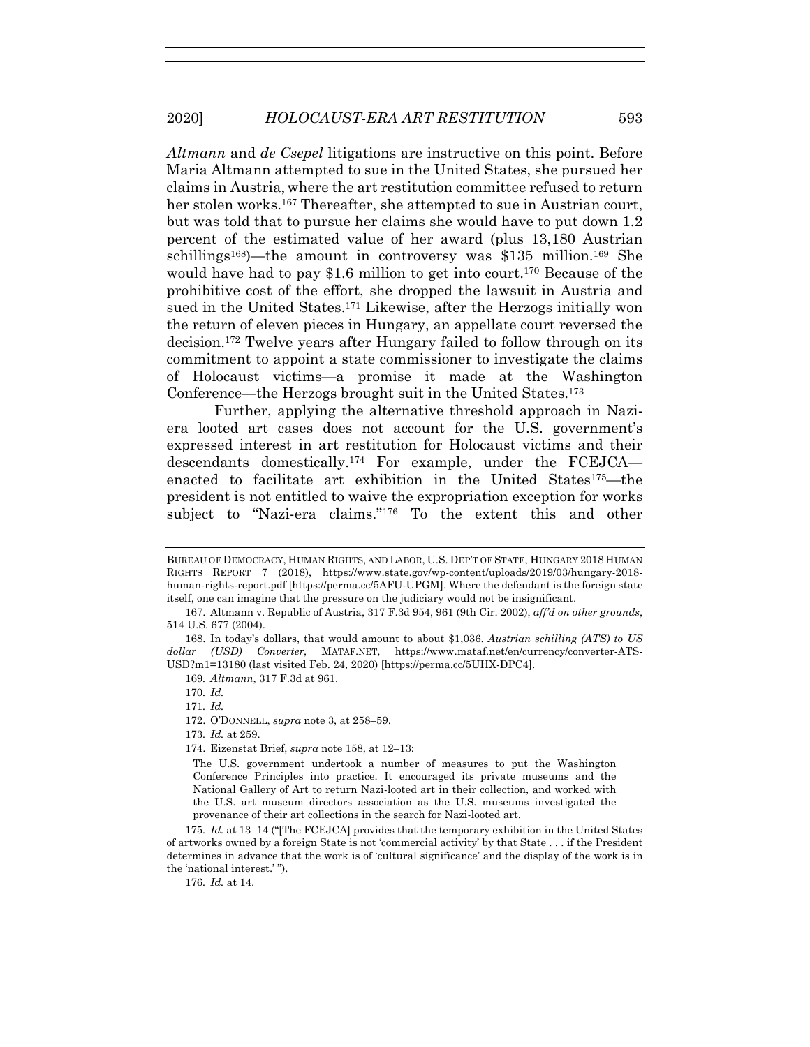*Altmann* and *de Csepel* litigations are instructive on this point. Before Maria Altmann attempted to sue in the United States, she pursued her claims in Austria, where the art restitution committee refused to return her stolen works.[167] Thereafter, she attempted to sue in Austrian court, but was told that to pursue her claims she would have to put down 1.2 percent of the estimated value of her award (plus 13,180 Austrian schillings[168])—the amount in controversy was $135 million.[169] She would have had to pay $1.6 million to get into court.[170] Because of the prohibitive cost of the effort, she dropped the lawsuit in Austria and sued in the United States.[171] Likewise, after the Herzogs initially won the return of eleven pieces in Hungary, an appellate court reversed the decision.[172] Twelve years after Hungary failed to follow through on its commitment to appoint a state commissioner to investigate the claims of Holocaust victims—a promise it made at the Washington Conference—the Herzogs brought suit in the United States.[173]

Further, applying the alternative threshold approach in Nazi-era looted art cases does not account for the U.S. government's expressed interest in art restitution for Holocaust victims and their descendants domestically.[174] For example, under the FCEJCA—enacted to facilitate art exhibition in the United States[175]—the president is not entitled to waive the expropriation exception for works subject to "Nazi-era claims."[176] To the extent this and other

---

BUREAU OF DEMOCRACY, HUMAN RIGHTS, AND LABOR, U.S. DEP'T OF STATE, HUNGARY 2018 HUMAN RIGHTS REPORT 7 (2018), https://www.state.gov/wp-content/uploads/2019/03/hungary-2018-human-rights-report.pdf [https://perma.cc/5AFU-UPGM]. Where the defendant is the foreign state itself, one can imagine that the pressure on the judiciary would not be insignificant.

167. Altmann v. Republic of Austria, 317 F.3d 954, 961 (9th Cir. 2002), *aff'd on other grounds*, 514 U.S. 677 (2004).

168. In today's dollars, that would amount to about $1,036. *Austrian schilling (ATS) to US dollar (USD) Converter*, MATAF.NET, https://www.mataf.net/en/currency/converter-ATS-USD?m1=13180 (last visited Feb. 24, 2020) [https://perma.cc/5UHX-DPC4].

169. *Altmann*, 317 F.3d at 961.

170. *Id.*

171. *Id.*

172. O'DONNELL, *supra* note 3, at 258–59.

173. *Id.* at 259.

174. Eizenstat Brief, *supra* note 158, at 12–13:

> The U.S. government undertook a number of measures to put the Washington Conference Principles into practice. It encouraged its private museums and the National Gallery of Art to return Nazi-looted art in their collection, and worked with the U.S. art museum directors association as the U.S. museums investigated the provenance of their art collections in the search for Nazi-looted art.

175. *Id.* at 13–14 ("[The FCEJCA] provides that the temporary exhibition in the United States of artworks owned by a foreign State is not 'commercial activity' by that State . . . if the President determines in advance that the work is of 'cultural significance' and the display of the work is in the 'national interest.' ").

176. *Id.* at 14.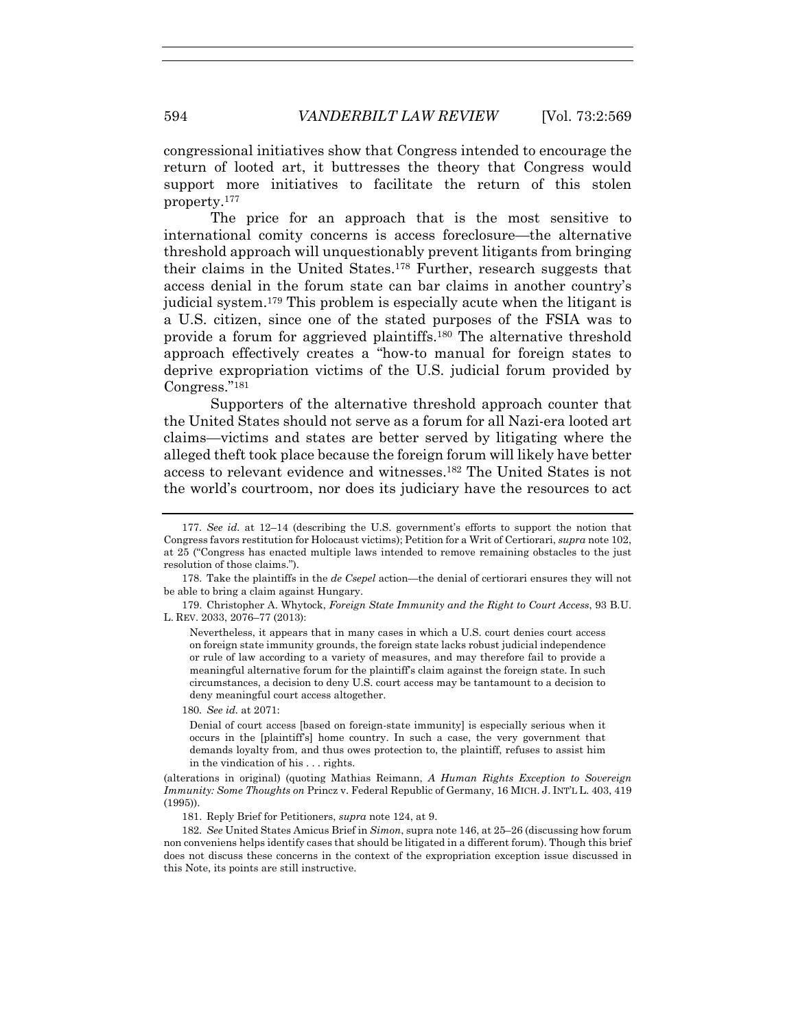congressional initiatives show that Congress intended to encourage the return of looted art, it buttresses the theory that Congress would support more initiatives to facilitate the return of this stolen property.[177]

The price for an approach that is the most sensitive to international comity concerns is access foreclosure—the alternative threshold approach will unquestionably prevent litigants from bringing their claims in the United States.[178] Further, research suggests that access denial in the forum state can bar claims in another country's judicial system.[179] This problem is especially acute when the litigant is a U.S. citizen, since one of the stated purposes of the FSIA was to provide a forum for aggrieved plaintiffs.[180] The alternative threshold approach effectively creates a "how-to manual for foreign states to deprive expropriation victims of the U.S. judicial forum provided by Congress."[181]

Supporters of the alternative threshold approach counter that the United States should not serve as a forum for all Nazi-era looted art claims—victims and states are better served by litigating where the alleged theft took place because the foreign forum will likely have better access to relevant evidence and witnesses.[182] The United States is not the world's courtroom, nor does its judiciary have the resources to act

---

177. *See id.* at 12–14 (describing the U.S. government's efforts to support the notion that Congress favors restitution for Holocaust victims); Petition for a Writ of Certiorari, *supra* note 102, at 25 ("Congress has enacted multiple laws intended to remove remaining obstacles to the just resolution of those claims.").

178. Take the plaintiffs in the *de Csepel* action—the denial of certiorari ensures they will not be able to bring a claim against Hungary.

179. Christopher A. Whytock, *Foreign State Immunity and the Right to Court Access*, 93 B.U. L. REV. 2033, 2076–77 (2013):

> Nevertheless, it appears that in many cases in which a U.S. court denies court access on foreign state immunity grounds, the foreign state lacks robust judicial independence or rule of law according to a variety of measures, and may therefore fail to provide a meaningful alternative forum for the plaintiff's claim against the foreign state. In such circumstances, a decision to deny U.S. court access may be tantamount to a decision to deny meaningful court access altogether.

180. *See id.* at 2071:

> Denial of court access [based on foreign-state immunity] is especially serious when it occurs in the [plaintiff's] home country. In such a case, the very government that demands loyalty from, and thus owes protection to, the plaintiff, refuses to assist him in the vindication of his . . . rights.

(alterations in original) (quoting Mathias Reimann, *A Human Rights Exception to Sovereign Immunity: Some Thoughts on* Princz v. Federal Republic of Germany, 16 MICH. J. INT'L L. 403, 419 (1995)).

181. Reply Brief for Petitioners, *supra* note 124, at 9.

182. *See* United States Amicus Brief in *Simon*, supra note 146, at 25–26 (discussing how forum non conveniens helps identify cases that should be litigated in a different forum). Though this brief does not discuss these concerns in the context of the expropriation exception issue discussed in this Note, its points are still instructive.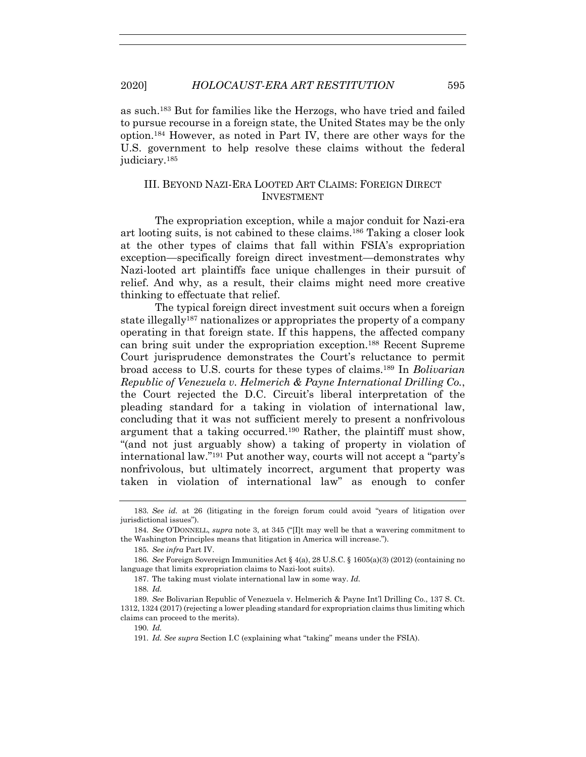as such.[183] But for families like the Herzogs, who have tried and failed to pursue recourse in a foreign state, the United States may be the only option.[184] However, as noted in Part IV, there are other ways for the U.S. government to help resolve these claims without the federal judiciary.[185]

## III. BEYOND NAZI-ERA LOOTED ART CLAIMS: FOREIGN DIRECT INVESTMENT

The expropriation exception, while a major conduit for Nazi-era art looting suits, is not cabined to these claims.[186] Taking a closer look at the other types of claims that fall within FSIA's expropriation exception—specifically foreign direct investment—demonstrates why Nazi-looted art plaintiffs face unique challenges in their pursuit of relief. And why, as a result, their claims might need more creative thinking to effectuate that relief.

The typical foreign direct investment suit occurs when a foreign state illegally[187] nationalizes or appropriates the property of a company operating in that foreign state. If this happens, the affected company can bring suit under the expropriation exception.[188] Recent Supreme Court jurisprudence demonstrates the Court's reluctance to permit broad access to U.S. courts for these types of claims.[189] In *Bolivarian Republic of Venezuela v. Helmerich & Payne International Drilling Co.*, the Court rejected the D.C. Circuit's liberal interpretation of the pleading standard for a taking in violation of international law, concluding that it was not sufficient merely to present a nonfrivolous argument that a taking occurred.[190] Rather, the plaintiff must show, "(and not just arguably show) a taking of property in violation of international law."[191] Put another way, courts will not accept a "party's nonfrivolous, but ultimately incorrect, argument that property was taken in violation of international law" as enough to confer

---

183. *See id.* at 26 (litigating in the foreign forum could avoid "years of litigation over jurisdictional issues").

184. *See* O'DONNELL, *supra* note 3, at 345 ("[I]t may well be that a wavering commitment to the Washington Principles means that litigation in America will increase.").

185. *See infra* Part IV.

186. *See* Foreign Sovereign Immunities Act § 4(a), 28 U.S.C. § 1605(a)(3) (2012) (containing no language that limits expropriation claims to Nazi-loot suits).

187. The taking must violate international law in some way. *Id.*

188. *Id.*

189. *See* Bolivarian Republic of Venezuela v. Helmerich & Payne Int'l Drilling Co., 137 S. Ct. 1312, 1324 (2017) (rejecting a lower pleading standard for expropriation claims thus limiting which claims can proceed to the merits).

190. *Id.*

191. *Id. See supra* Section I.C (explaining what "taking" means under the FSIA).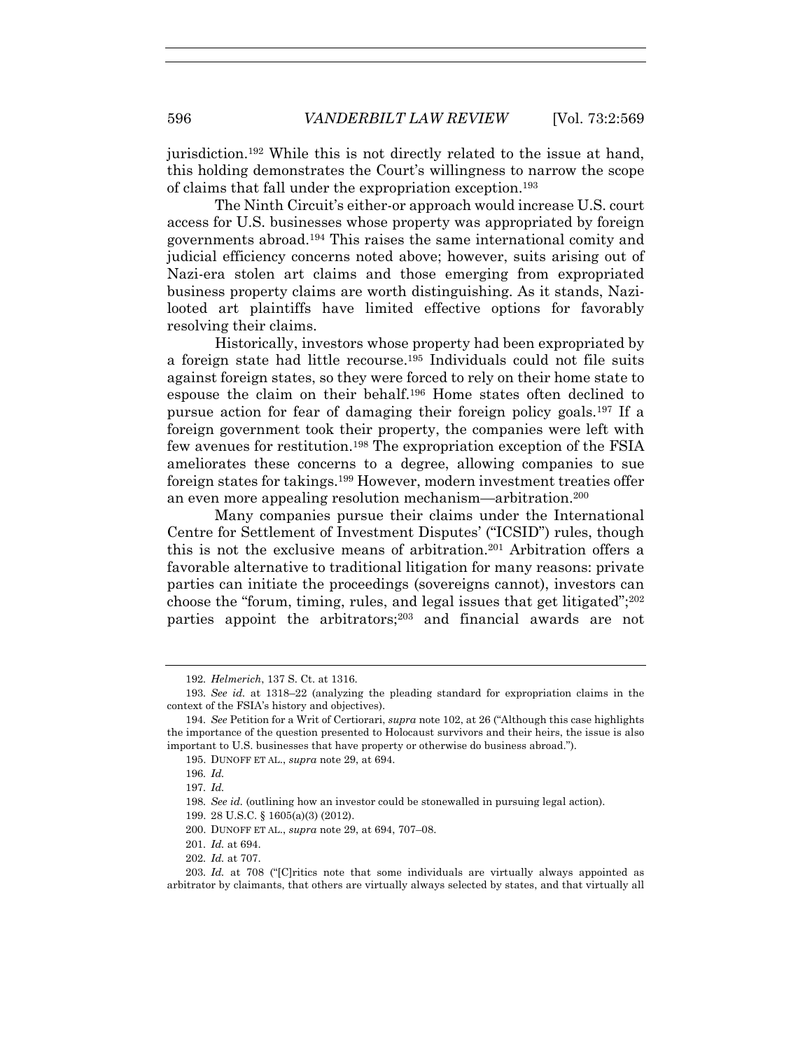jurisdiction.[192] While this is not directly related to the issue at hand, this holding demonstrates the Court's willingness to narrow the scope of claims that fall under the expropriation exception.[193]

The Ninth Circuit's either-or approach would increase U.S. court access for U.S. businesses whose property was appropriated by foreign governments abroad.[194] This raises the same international comity and judicial efficiency concerns noted above; however, suits arising out of Nazi-era stolen art claims and those emerging from expropriated business property claims are worth distinguishing. As it stands, Nazi-looted art plaintiffs have limited effective options for favorably resolving their claims.

Historically, investors whose property had been expropriated by a foreign state had little recourse.[195] Individuals could not file suits against foreign states, so they were forced to rely on their home state to espouse the claim on their behalf.[196] Home states often declined to pursue action for fear of damaging their foreign policy goals.[197] If a foreign government took their property, the companies were left with few avenues for restitution.[198] The expropriation exception of the FSIA ameliorates these concerns to a degree, allowing companies to sue foreign states for takings.[199] However, modern investment treaties offer an even more appealing resolution mechanism—arbitration.[200]

Many companies pursue their claims under the International Centre for Settlement of Investment Disputes' ("ICSID") rules, though this is not the exclusive means of arbitration.[201] Arbitration offers a favorable alternative to traditional litigation for many reasons: private parties can initiate the proceedings (sovereigns cannot), investors can choose the "forum, timing, rules, and legal issues that get litigated";[202] parties appoint the arbitrators;[203] and financial awards are not

---

192. *Helmerich*, 137 S. Ct. at 1316.

193. *See id.* at 1318–22 (analyzing the pleading standard for expropriation claims in the context of the FSIA's history and objectives).

194. *See* Petition for a Writ of Certiorari, *supra* note 102, at 26 ("Although this case highlights the importance of the question presented to Holocaust survivors and their heirs, the issue is also important to U.S. businesses that have property or otherwise do business abroad.").

195. DUNOFF ET AL., *supra* note 29, at 694.

196. *Id.*

197. *Id.*

198. *See id.* (outlining how an investor could be stonewalled in pursuing legal action).

199. 28 U.S.C. § 1605(a)(3) (2012).

200. DUNOFF ET AL., *supra* note 29, at 694, 707–08.

201. *Id.* at 694.

202. *Id.* at 707.

203. *Id.* at 708 ("[C]ritics note that some individuals are virtually always appointed as arbitrator by claimants, that others are virtually always selected by states, and that virtually all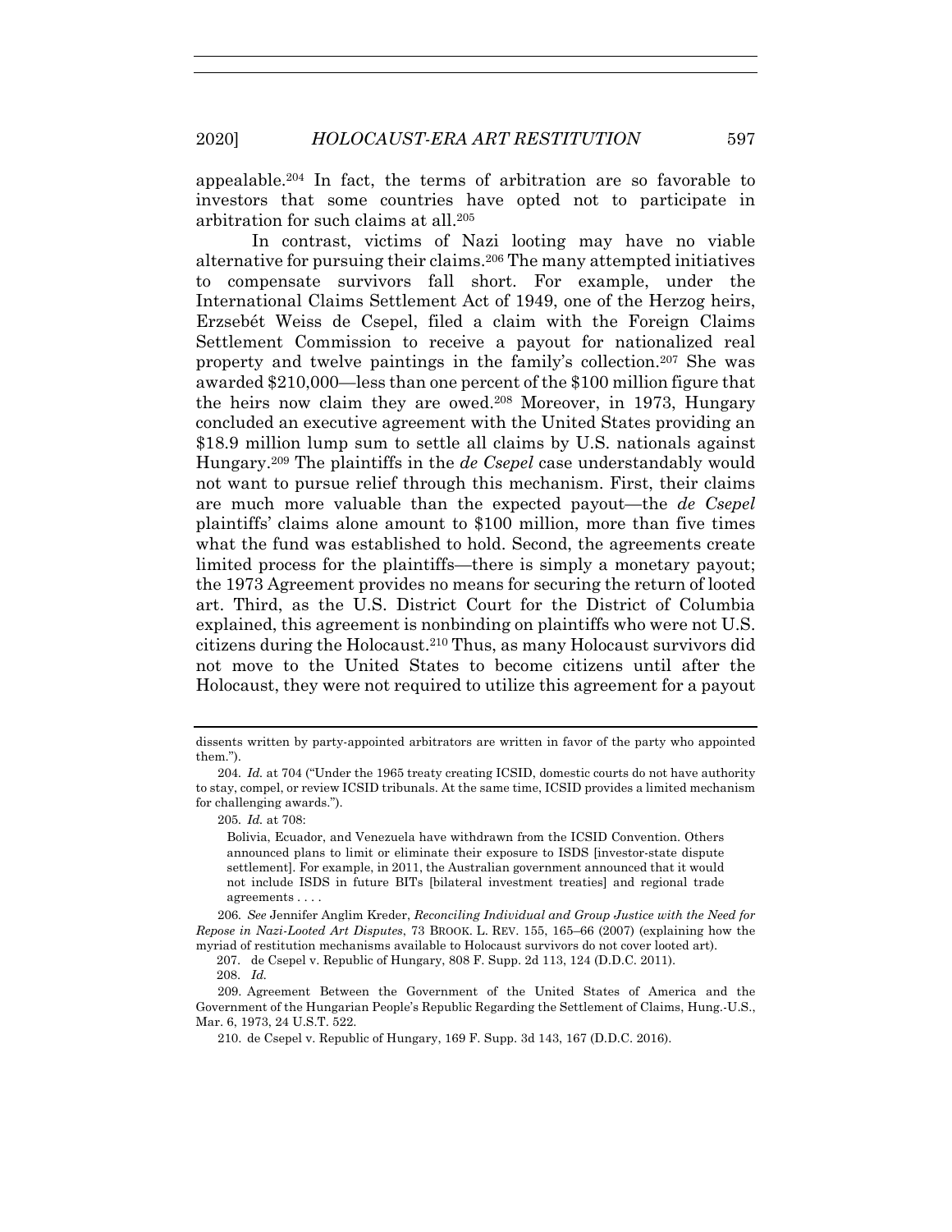appealable.[204] In fact, the terms of arbitration are so favorable to investors that some countries have opted not to participate in arbitration for such claims at all.[205]

In contrast, victims of Nazi looting may have no viable alternative for pursuing their claims.[206] The many attempted initiatives to compensate survivors fall short. For example, under the International Claims Settlement Act of 1949, one of the Herzog heirs, Erzsebét Weiss de Csepel, filed a claim with the Foreign Claims Settlement Commission to receive a payout for nationalized real property and twelve paintings in the family's collection.[207] She was awarded $210,000—less than one percent of the $100 million figure that the heirs now claim they are owed.[208] Moreover, in 1973, Hungary concluded an executive agreement with the United States providing an $18.9 million lump sum to settle all claims by U.S. nationals against Hungary.[209] The plaintiffs in the *de Csepel* case understandably would not want to pursue relief through this mechanism. First, their claims are much more valuable than the expected payout—the *de Csepel* plaintiffs' claims alone amount to $100 million, more than five times what the fund was established to hold. Second, the agreements create limited process for the plaintiffs—there is simply a monetary payout; the 1973 Agreement provides no means for securing the return of looted art. Third, as the U.S. District Court for the District of Columbia explained, this agreement is nonbinding on plaintiffs who were not U.S. citizens during the Holocaust.[210] Thus, as many Holocaust survivors did not move to the United States to become citizens until after the Holocaust, they were not required to utilize this agreement for a payout

---

dissents written by party-appointed arbitrators are written in favor of the party who appointed them.").

204. *Id.* at 704 ("Under the 1965 treaty creating ICSID, domestic courts do not have authority to stay, compel, or review ICSID tribunals. At the same time, ICSID provides a limited mechanism for challenging awards.").

205. *Id.* at 708:

> Bolivia, Ecuador, and Venezuela have withdrawn from the ICSID Convention. Others announced plans to limit or eliminate their exposure to ISDS [investor-state dispute settlement]. For example, in 2011, the Australian government announced that it would not include ISDS in future BITs [bilateral investment treaties] and regional trade agreements . . . .

206. *See* Jennifer Anglim Kreder, *Reconciling Individual and Group Justice with the Need for Repose in Nazi-Looted Art Disputes*, 73 BROOK. L. REV. 155, 165–66 (2007) (explaining how the myriad of restitution mechanisms available to Holocaust survivors do not cover looted art).

207. de Csepel v. Republic of Hungary, 808 F. Supp. 2d 113, 124 (D.D.C. 2011).

208. *Id.*

209. Agreement Between the Government of the United States of America and the Government of the Hungarian People's Republic Regarding the Settlement of Claims, Hung.-U.S., Mar. 6, 1973, 24 U.S.T. 522.

210. de Csepel v. Republic of Hungary, 169 F. Supp. 3d 143, 167 (D.D.C. 2016).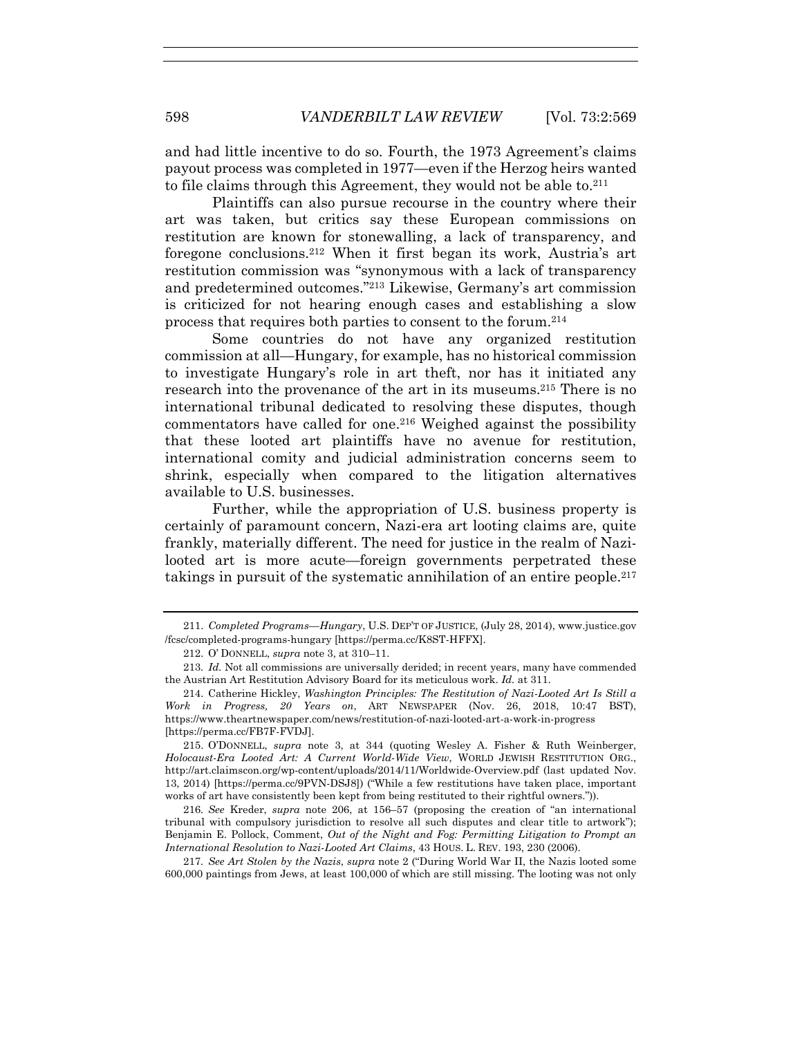and had little incentive to do so. Fourth, the 1973 Agreement's claims payout process was completed in 1977—even if the Herzog heirs wanted to file claims through this Agreement, they would not be able to.[211]

Plaintiffs can also pursue recourse in the country where their art was taken, but critics say these European commissions on restitution are known for stonewalling, a lack of transparency, and foregone conclusions.[212] When it first began its work, Austria's art restitution commission was "synonymous with a lack of transparency and predetermined outcomes."[213] Likewise, Germany's art commission is criticized for not hearing enough cases and establishing a slow process that requires both parties to consent to the forum.[214]

Some countries do not have any organized restitution commission at all—Hungary, for example, has no historical commission to investigate Hungary's role in art theft, nor has it initiated any research into the provenance of the art in its museums.[215] There is no international tribunal dedicated to resolving these disputes, though commentators have called for one.[216] Weighed against the possibility that these looted art plaintiffs have no avenue for restitution, international comity and judicial administration concerns seem to shrink, especially when compared to the litigation alternatives available to U.S. businesses.

Further, while the appropriation of U.S. business property is certainly of paramount concern, Nazi-era art looting claims are, quite frankly, materially different. The need for justice in the realm of Nazi-looted art is more acute—foreign governments perpetrated these takings in pursuit of the systematic annihilation of an entire people.[217]

---

211. *Completed Programs—Hungary*, U.S. DEP'T OF JUSTICE, (July 28, 2014), www.justice.gov/fcsc/completed-programs-hungary [https://perma.cc/K8ST-HFFX].

212. O' DONNELL, *supra* note 3, at 310–11.

213. *Id.* Not all commissions are universally derided; in recent years, many have commended the Austrian Art Restitution Advisory Board for its meticulous work. *Id.* at 311.

214. Catherine Hickley, *Washington Principles: The Restitution of Nazi-Looted Art Is Still a Work in Progress, 20 Years on*, ART NEWSPAPER (Nov. 26, 2018, 10:47 BST), https://www.theartnewspaper.com/news/restitution-of-nazi-looted-art-a-work-in-progress [https://perma.cc/FB7F-FVDJ].

215. O'DONNELL, *supra* note 3, at 344 (quoting Wesley A. Fisher & Ruth Weinberger, *Holocaust-Era Looted Art: A Current World-Wide View*, WORLD JEWISH RESTITUTION ORG., http://art.claimscon.org/wp-content/uploads/2014/11/Worldwide-Overview.pdf (last updated Nov. 13, 2014) [https://perma.cc/9PVN-DSJ8]) ("While a few restitutions have taken place, important works of art have consistently been kept from being restituted to their rightful owners.")).

216. *See* Kreder, *supra* note 206, at 156–57 (proposing the creation of "an international tribunal with compulsory jurisdiction to resolve all such disputes and clear title to artwork"); Benjamin E. Pollock, Comment, *Out of the Night and Fog: Permitting Litigation to Prompt an International Resolution to Nazi-Looted Art Claims*, 43 HOUS. L. REV. 193, 230 (2006).

217. *See Art Stolen by the Nazis*, *supra* note 2 ("During World War II, the Nazis looted some 600,000 paintings from Jews, at least 100,000 of which are still missing. The looting was not only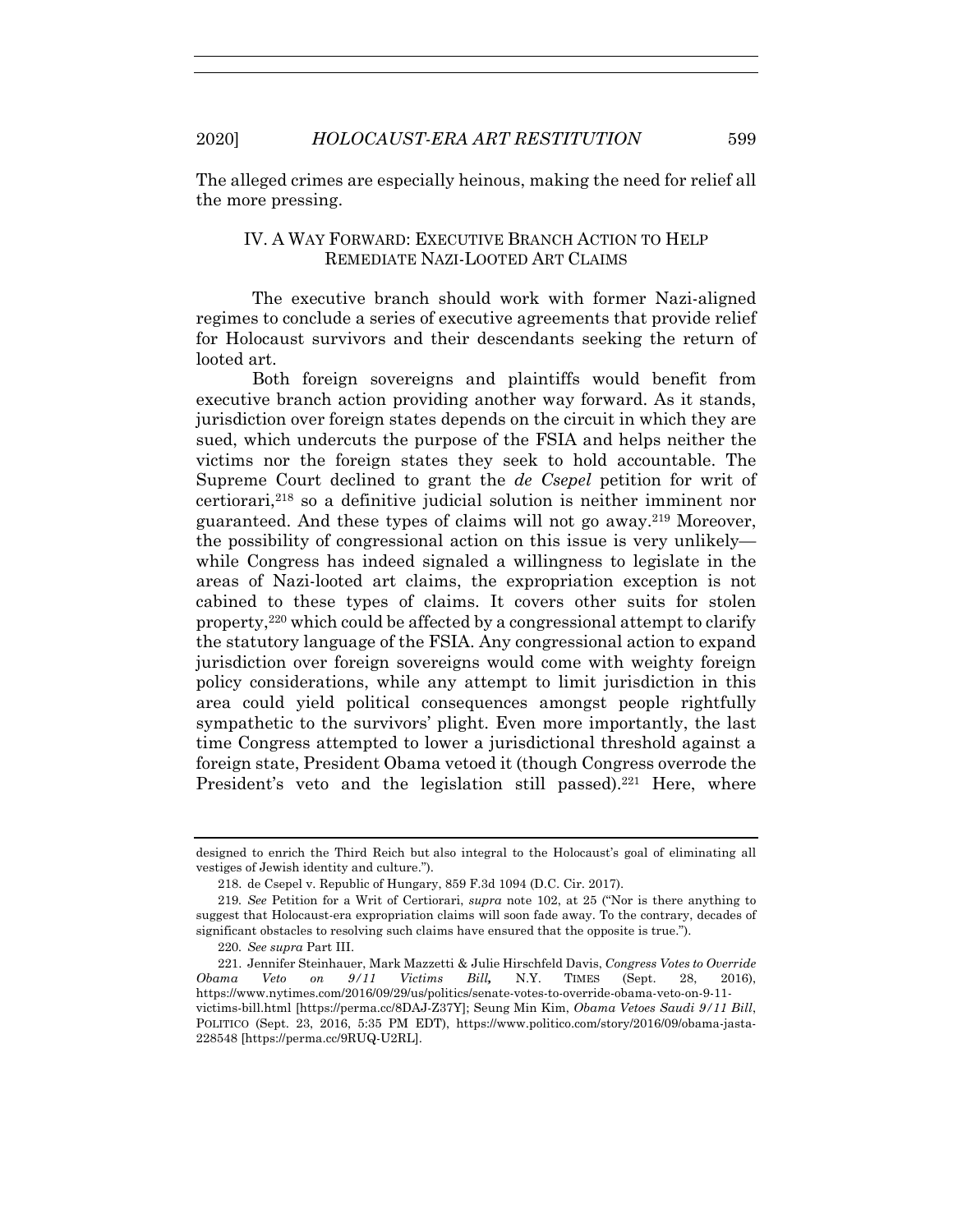The alleged crimes are especially heinous, making the need for relief all the more pressing.

## IV. A WAY FORWARD: EXECUTIVE BRANCH ACTION TO HELP REMEDIATE NAZI-LOOTED ART CLAIMS

The executive branch should work with former Nazi-aligned regimes to conclude a series of executive agreements that provide relief for Holocaust survivors and their descendants seeking the return of looted art.

Both foreign sovereigns and plaintiffs would benefit from executive branch action providing another way forward. As it stands, jurisdiction over foreign states depends on the circuit in which they are sued, which undercuts the purpose of the FSIA and helps neither the victims nor the foreign states they seek to hold accountable. The Supreme Court declined to grant the *de Csepel* petition for writ of certiorari,[218] so a definitive judicial solution is neither imminent nor guaranteed. And these types of claims will not go away.[219] Moreover, the possibility of congressional action on this issue is very unlikely—while Congress has indeed signaled a willingness to legislate in the areas of Nazi-looted art claims, the expropriation exception is not cabined to these types of claims. It covers other suits for stolen property,[220] which could be affected by a congressional attempt to clarify the statutory language of the FSIA. Any congressional action to expand jurisdiction over foreign sovereigns would come with weighty foreign policy considerations, while any attempt to limit jurisdiction in this area could yield political consequences amongst people rightfully sympathetic to the survivors' plight. Even more importantly, the last time Congress attempted to lower a jurisdictional threshold against a foreign state, President Obama vetoed it (though Congress overrode the President's veto and the legislation still passed).[221] Here, where

---

designed to enrich the Third Reich but also integral to the Holocaust's goal of eliminating all vestiges of Jewish identity and culture.").

218. de Csepel v. Republic of Hungary, 859 F.3d 1094 (D.C. Cir. 2017).

219. *See* Petition for a Writ of Certiorari, *supra* note 102, at 25 ("Nor is there anything to suggest that Holocaust-era expropriation claims will soon fade away. To the contrary, decades of significant obstacles to resolving such claims have ensured that the opposite is true.").

220. *See supra* Part III.

221. Jennifer Steinhauer, Mark Mazzetti & Julie Hirschfeld Davis, *Congress Votes to Override Obama Veto on 9/11 Victims Bill,* N.Y. TIMES (Sept. 28, 2016), https://www.nytimes.com/2016/09/29/us/politics/senate-votes-to-override-obama-veto-on-9-11-victims-bill.html [https://perma.cc/8DAJ-Z37Y]; Seung Min Kim, *Obama Vetoes Saudi 9/11 Bill*, POLITICO (Sept. 23, 2016, 5:35 PM EDT), https://www.politico.com/story/2016/09/obama-jasta-228548 [https://perma.cc/9RUQ-U2RL].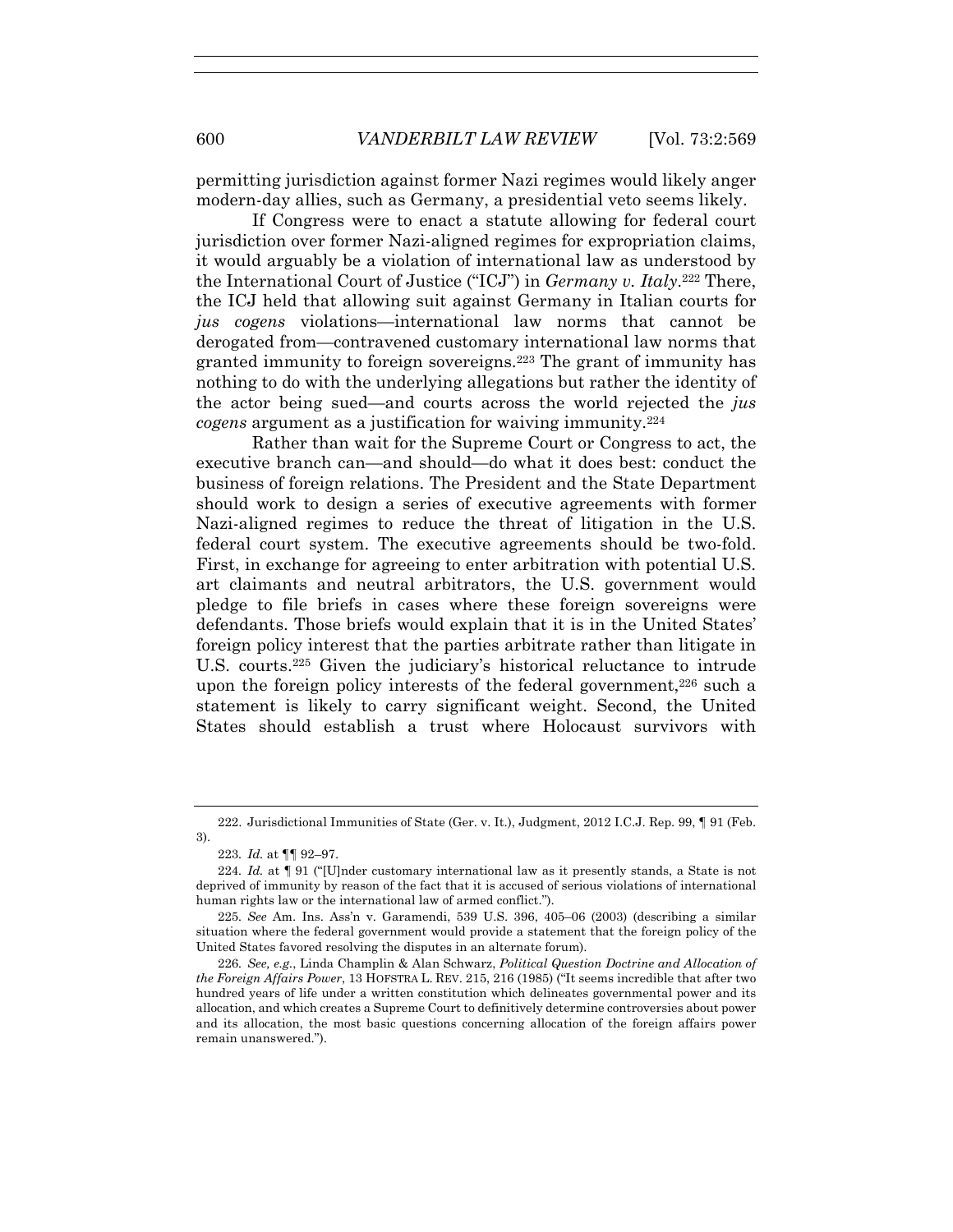permitting jurisdiction against former Nazi regimes would likely anger modern-day allies, such as Germany, a presidential veto seems likely.

If Congress were to enact a statute allowing for federal court jurisdiction over former Nazi-aligned regimes for expropriation claims, it would arguably be a violation of international law as understood by the International Court of Justice ("ICJ") in *Germany v. Italy*.[222] There, the ICJ held that allowing suit against Germany in Italian courts for *jus cogens* violations—international law norms that cannot be derogated from—contravened customary international law norms that granted immunity to foreign sovereigns.[223] The grant of immunity has nothing to do with the underlying allegations but rather the identity of the actor being sued—and courts across the world rejected the *jus cogens* argument as a justification for waiving immunity.[224]

Rather than wait for the Supreme Court or Congress to act, the executive branch can—and should—do what it does best: conduct the business of foreign relations. The President and the State Department should work to design a series of executive agreements with former Nazi-aligned regimes to reduce the threat of litigation in the U.S. federal court system. The executive agreements should be two-fold. First, in exchange for agreeing to enter arbitration with potential U.S. art claimants and neutral arbitrators, the U.S. government would pledge to file briefs in cases where these foreign sovereigns were defendants. Those briefs would explain that it is in the United States' foreign policy interest that the parties arbitrate rather than litigate in U.S. courts.[225] Given the judiciary's historical reluctance to intrude upon the foreign policy interests of the federal government,[226] such a statement is likely to carry significant weight. Second, the United States should establish a trust where Holocaust survivors with

---

222. Jurisdictional Immunities of State (Ger. v. It.), Judgment, 2012 I.C.J. Rep. 99, ¶ 91 (Feb. 3).

223. *Id.* at ¶¶ 92–97.

224. *Id.* at ¶ 91 ("[U]nder customary international law as it presently stands, a State is not deprived of immunity by reason of the fact that it is accused of serious violations of international human rights law or the international law of armed conflict.").

225. *See* Am. Ins. Ass'n v. Garamendi, 539 U.S. 396, 405–06 (2003) (describing a similar situation where the federal government would provide a statement that the foreign policy of the United States favored resolving the disputes in an alternate forum).

226. *See, e.g.*, Linda Champlin & Alan Schwarz, *Political Question Doctrine and Allocation of the Foreign Affairs Power*, 13 HOFSTRA L. REV. 215, 216 (1985) ("It seems incredible that after two hundred years of life under a written constitution which delineates governmental power and its allocation, and which creates a Supreme Court to definitively determine controversies about power and its allocation, the most basic questions concerning allocation of the foreign affairs power remain unanswered.").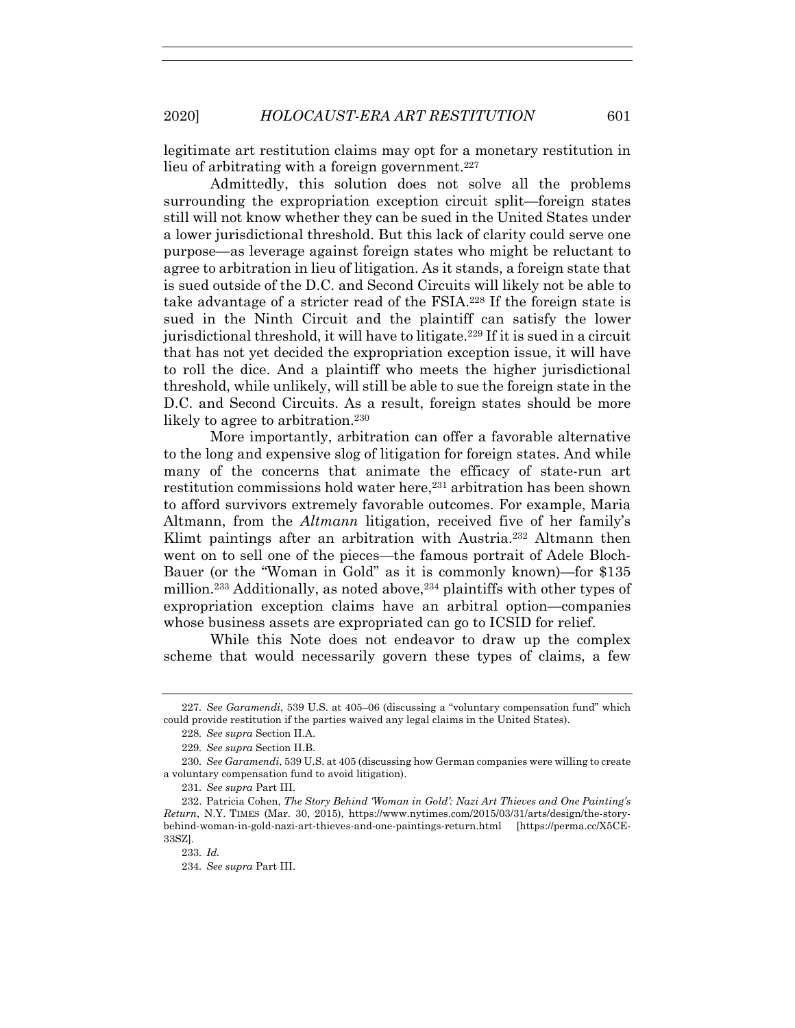legitimate art restitution claims may opt for a monetary restitution in lieu of arbitrating with a foreign government.[227]

Admittedly, this solution does not solve all the problems surrounding the expropriation exception circuit split—foreign states still will not know whether they can be sued in the United States under a lower jurisdictional threshold. But this lack of clarity could serve one purpose—as leverage against foreign states who might be reluctant to agree to arbitration in lieu of litigation. As it stands, a foreign state that is sued outside of the D.C. and Second Circuits will likely not be able to take advantage of a stricter read of the FSIA.[228] If the foreign state is sued in the Ninth Circuit and the plaintiff can satisfy the lower jurisdictional threshold, it will have to litigate.[229] If it is sued in a circuit that has not yet decided the expropriation exception issue, it will have to roll the dice. And a plaintiff who meets the higher jurisdictional threshold, while unlikely, will still be able to sue the foreign state in the D.C. and Second Circuits. As a result, foreign states should be more likely to agree to arbitration.[230]

More importantly, arbitration can offer a favorable alternative to the long and expensive slog of litigation for foreign states. And while many of the concerns that animate the efficacy of state-run art restitution commissions hold water here,[231] arbitration has been shown to afford survivors extremely favorable outcomes. For example, Maria Altmann, from the *Altmann* litigation, received five of her family's Klimt paintings after an arbitration with Austria.[232] Altmann then went on to sell one of the pieces—the famous portrait of Adele Bloch-Bauer (or the "Woman in Gold" as it is commonly known)—for $135 million.[233] Additionally, as noted above,[234] plaintiffs with other types of expropriation exception claims have an arbitral option—companies whose business assets are expropriated can go to ICSID for relief.

While this Note does not endeavor to draw up the complex scheme that would necessarily govern these types of claims, a few

---

227. *See Garamendi*, 539 U.S. at 405–06 (discussing a "voluntary compensation fund" which could provide restitution if the parties waived any legal claims in the United States).

228. *See supra* Section II.A.

229. *See supra* Section II.B.

230. *See Garamendi*, 539 U.S. at 405 (discussing how German companies were willing to create a voluntary compensation fund to avoid litigation).

231. *See supra* Part III.

232. Patricia Cohen, *The Story Behind 'Woman in Gold': Nazi Art Thieves and One Painting's Return*, N.Y. TIMES (Mar. 30, 2015), https://www.nytimes.com/2015/03/31/arts/design/the-story-behind-woman-in-gold-nazi-art-thieves-and-one-paintings-return.html [https://perma.cc/X5CE-33SZ].

233. *Id.*

234. *See supra* Part III.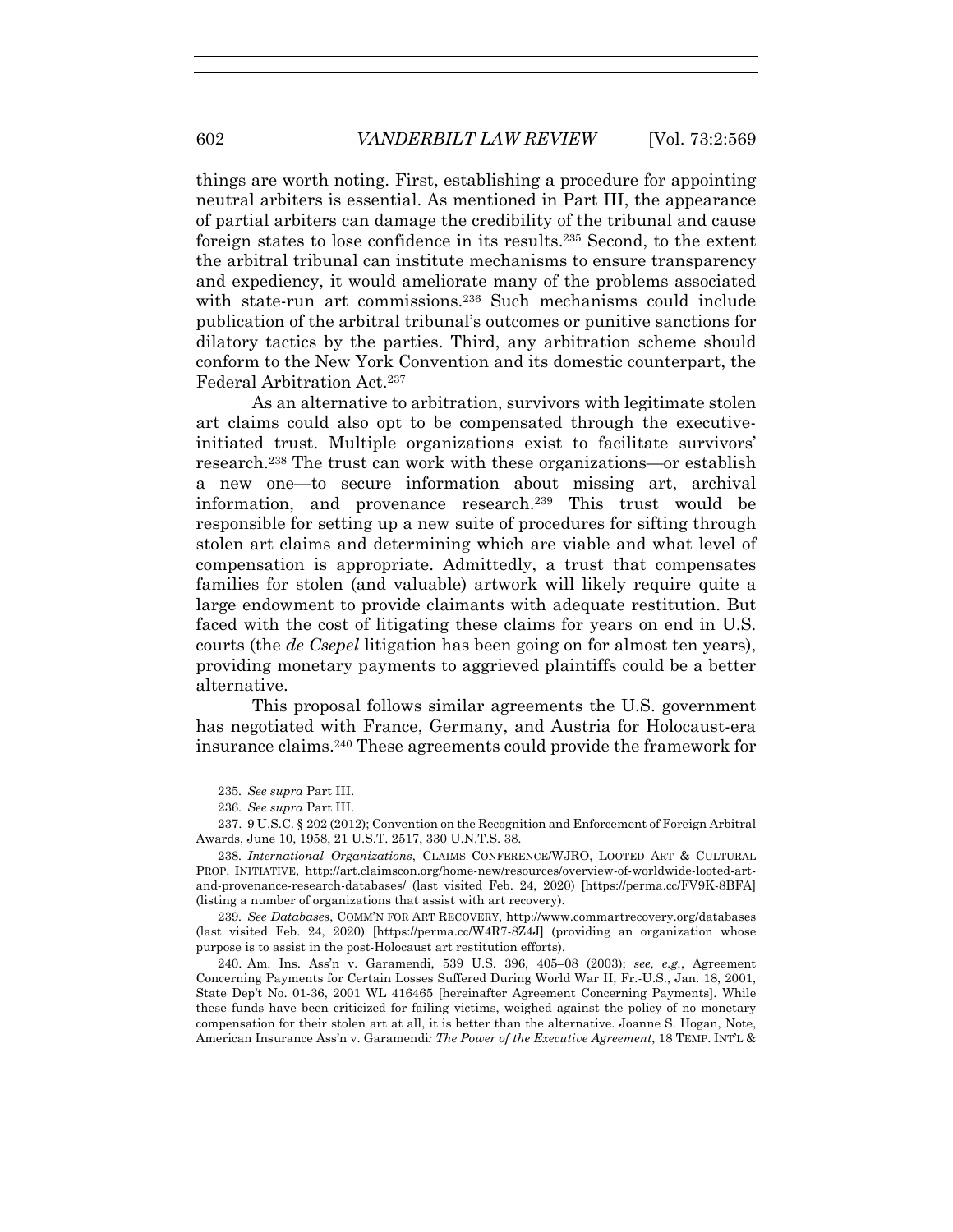things are worth noting. First, establishing a procedure for appointing neutral arbiters is essential. As mentioned in Part III, the appearance of partial arbiters can damage the credibility of the tribunal and cause foreign states to lose confidence in its results.[235] Second, to the extent the arbitral tribunal can institute mechanisms to ensure transparency and expediency, it would ameliorate many of the problems associated with state-run art commissions.[236] Such mechanisms could include publication of the arbitral tribunal's outcomes or punitive sanctions for dilatory tactics by the parties. Third, any arbitration scheme should conform to the New York Convention and its domestic counterpart, the Federal Arbitration Act.[237]

As an alternative to arbitration, survivors with legitimate stolen art claims could also opt to be compensated through the executive-initiated trust. Multiple organizations exist to facilitate survivors' research.[238] The trust can work with these organizations—or establish a new one—to secure information about missing art, archival information, and provenance research.[239] This trust would be responsible for setting up a new suite of procedures for sifting through stolen art claims and determining which are viable and what level of compensation is appropriate. Admittedly, a trust that compensates families for stolen (and valuable) artwork will likely require quite a large endowment to provide claimants with adequate restitution. But faced with the cost of litigating these claims for years on end in U.S. courts (the *de Csepel* litigation has been going on for almost ten years), providing monetary payments to aggrieved plaintiffs could be a better alternative.

This proposal follows similar agreements the U.S. government has negotiated with France, Germany, and Austria for Holocaust-era insurance claims.[240] These agreements could provide the framework for

---

235. *See supra* Part III.

236. *See supra* Part III.

237. 9 U.S.C. § 202 (2012); Convention on the Recognition and Enforcement of Foreign Arbitral Awards, June 10, 1958, 21 U.S.T. 2517, 330 U.N.T.S. 38.

238. *International Organizations*, CLAIMS CONFERENCE/WJRO, LOOTED ART & CULTURAL PROP. INITIATIVE, http://art.claimscon.org/home-new/resources/overview-of-worldwide-looted-art-and-provenance-research-databases/ (last visited Feb. 24, 2020) [https://perma.cc/FV9K-8BFA] (listing a number of organizations that assist with art recovery).

239. *See Databases*, COMM'N FOR ART RECOVERY, http://www.commartrecovery.org/databases (last visited Feb. 24, 2020) [https://perma.cc/W4R7-8Z4J] (providing an organization whose purpose is to assist in the post-Holocaust art restitution efforts).

240. Am. Ins. Ass'n v. Garamendi, 539 U.S. 396, 405–08 (2003); *see, e.g.*, Agreement Concerning Payments for Certain Losses Suffered During World War II, Fr.-U.S., Jan. 18, 2001, State Dep't No. 01-36, 2001 WL 416465 [hereinafter Agreement Concerning Payments]. While these funds have been criticized for failing victims, weighed against the policy of no monetary compensation for their stolen art at all, it is better than the alternative. Joanne S. Hogan, Note, American Insurance Ass'n v. Garamendi*: The Power of the Executive Agreement*, 18 TEMP. INT'L &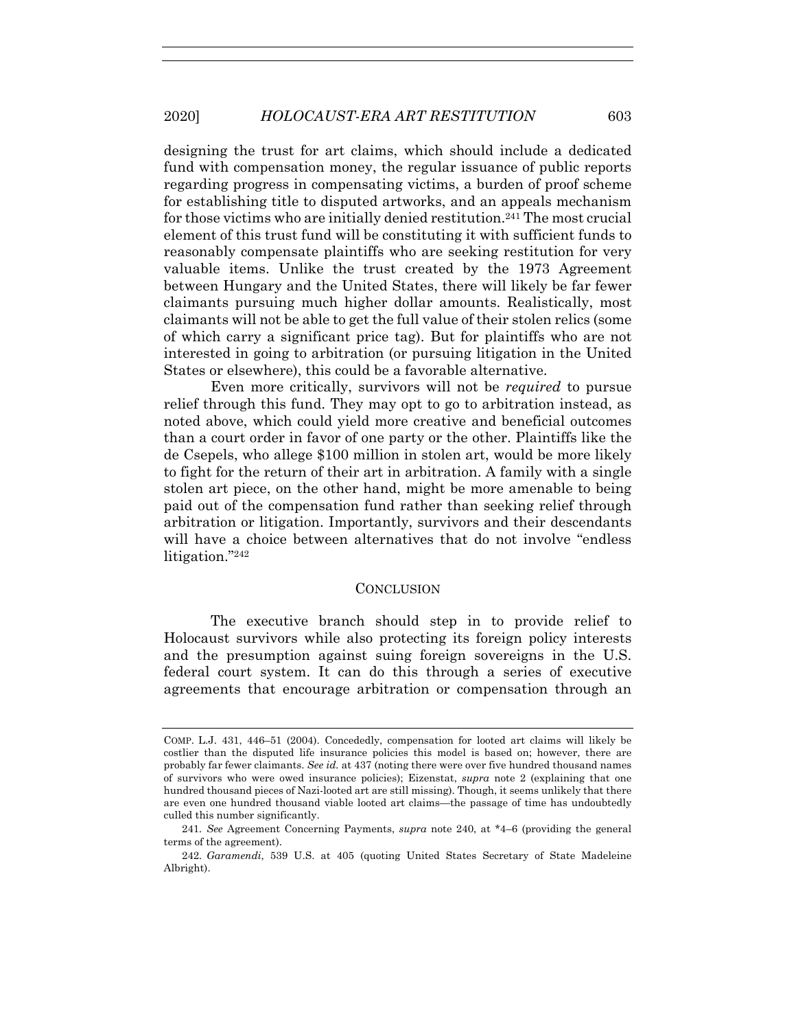designing the trust for art claims, which should include a dedicated fund with compensation money, the regular issuance of public reports regarding progress in compensating victims, a burden of proof scheme for establishing title to disputed artworks, and an appeals mechanism for those victims who are initially denied restitution.[241] The most crucial element of this trust fund will be constituting it with sufficient funds to reasonably compensate plaintiffs who are seeking restitution for very valuable items. Unlike the trust created by the 1973 Agreement between Hungary and the United States, there will likely be far fewer claimants pursuing much higher dollar amounts. Realistically, most claimants will not be able to get the full value of their stolen relics (some of which carry a significant price tag). But for plaintiffs who are not interested in going to arbitration (or pursuing litigation in the United States or elsewhere), this could be a favorable alternative.

Even more critically, survivors will not be *required* to pursue relief through this fund. They may opt to go to arbitration instead, as noted above, which could yield more creative and beneficial outcomes than a court order in favor of one party or the other. Plaintiffs like the de Csepels, who allege $100 million in stolen art, would be more likely to fight for the return of their art in arbitration. A family with a single stolen art piece, on the other hand, might be more amenable to being paid out of the compensation fund rather than seeking relief through arbitration or litigation. Importantly, survivors and their descendants will have a choice between alternatives that do not involve "endless litigation."[242]

## CONCLUSION

The executive branch should step in to provide relief to Holocaust survivors while also protecting its foreign policy interests and the presumption against suing foreign sovereigns in the U.S. federal court system. It can do this through a series of executive agreements that encourage arbitration or compensation through an

---

COMP. L.J. 431, 446–51 (2004). Concededly, compensation for looted art claims will likely be costlier than the disputed life insurance policies this model is based on; however, there are probably far fewer claimants. *See id.* at 437 (noting there were over five hundred thousand names of survivors who were owed insurance policies); Eizenstat, *supra* note 2 (explaining that one hundred thousand pieces of Nazi-looted art are still missing). Though, it seems unlikely that there are even one hundred thousand viable looted art claims—the passage of time has undoubtedly culled this number significantly.

241. *See* Agreement Concerning Payments, *supra* note 240, at *4–6 (providing the general terms of the agreement).

242. *Garamendi*, 539 U.S. at 405 (quoting United States Secretary of State Madeleine Albright).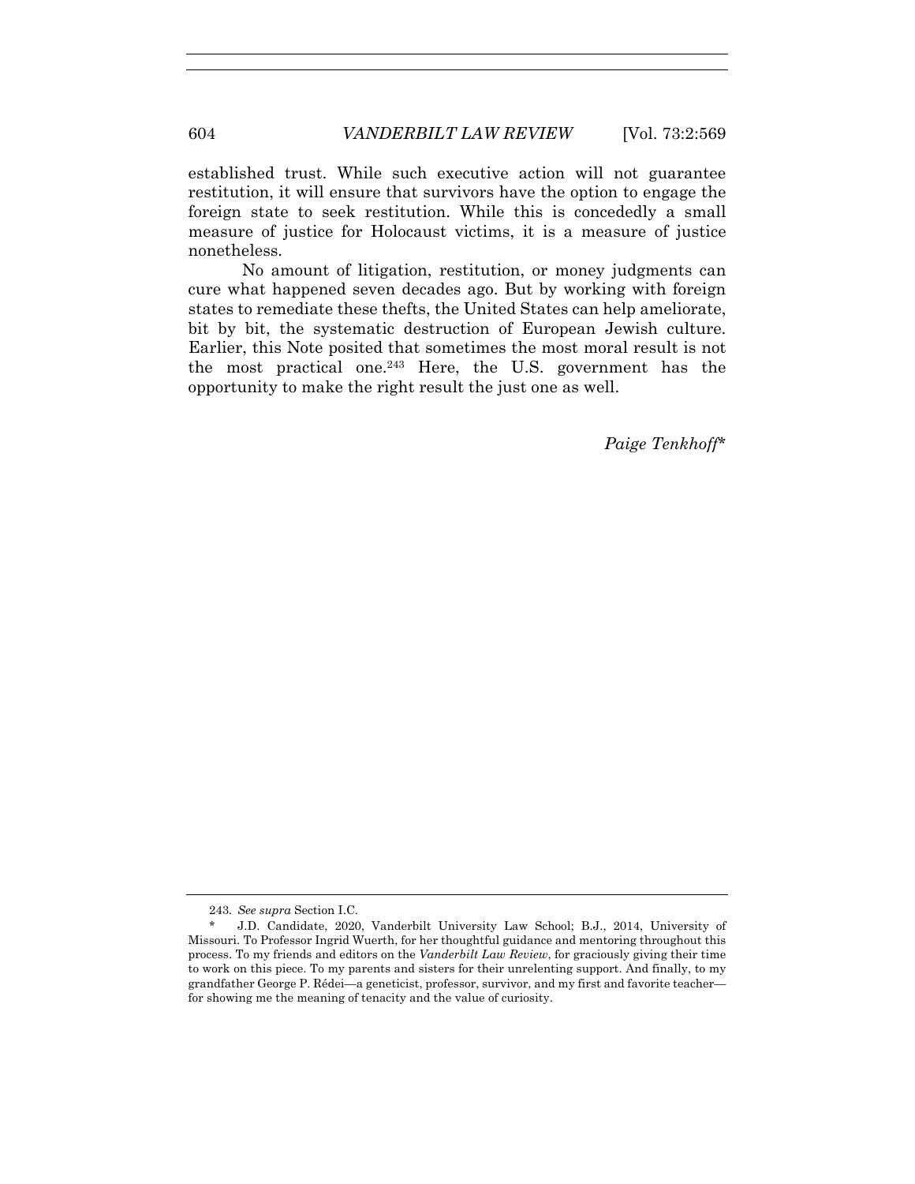established trust. While such executive action will not guarantee restitution, it will ensure that survivors have the option to engage the foreign state to seek restitution. While this is concededly a small measure of justice for Holocaust victims, it is a measure of justice nonetheless.

No amount of litigation, restitution, or money judgments can cure what happened seven decades ago. But by working with foreign states to remediate these thefts, the United States can help ameliorate, bit by bit, the systematic destruction of European Jewish culture. Earlier, this Note posited that sometimes the most moral result is not the most practical one.[243] Here, the U.S. government has the opportunity to make the right result the just one as well.

*Paige Tenkhoff**

---

243. *See supra* Section I.C.

\* J.D. Candidate, 2020, Vanderbilt University Law School; B.J., 2014, University of Missouri. To Professor Ingrid Wuerth, for her thoughtful guidance and mentoring throughout this process. To my friends and editors on the *Vanderbilt Law Review*, for graciously giving their time to work on this piece. To my parents and sisters for their unrelenting support. And finally, to my grandfather George P. Rédei—a geneticist, professor, survivor, and my first and favorite teacher—for showing me the meaning of tenacity and the value of curiosity.